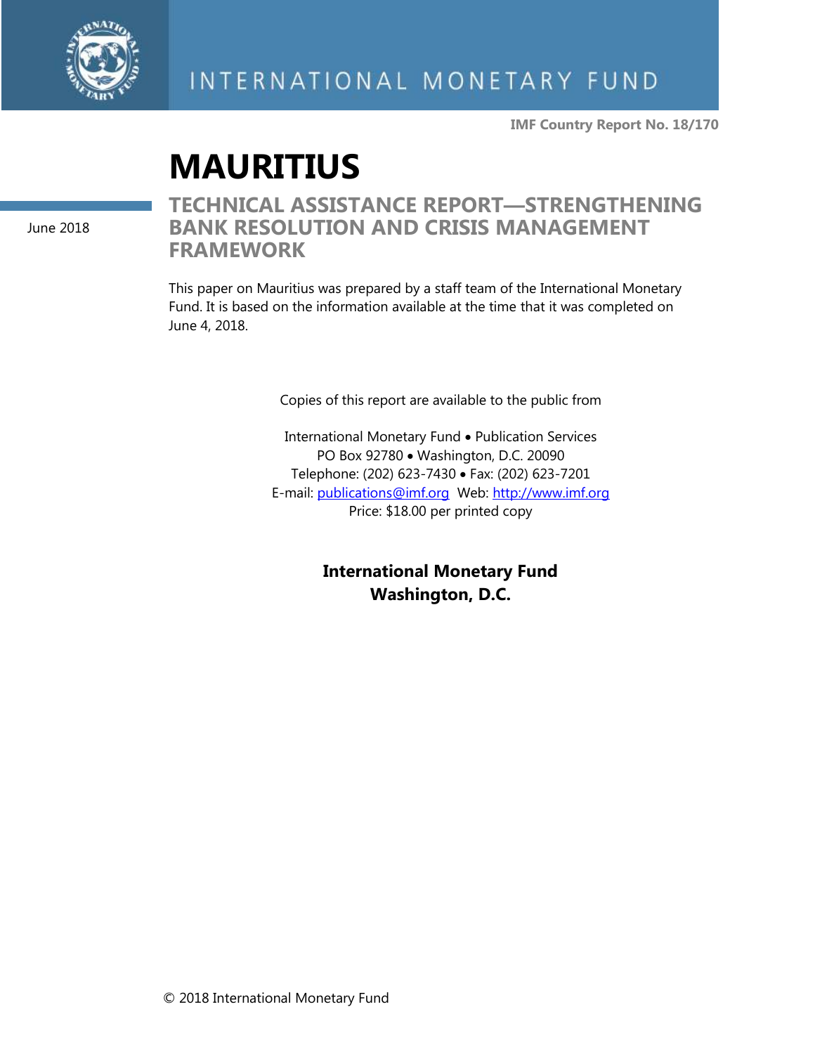INTERNATIONAL MONETARY FUND

**IMF Country Report No. 18/170**

# MAURITIUS

June 2018

## TECHNICAL ASSISTANCE REPORT—STRENGTHENING BANK RESOLUTION AND CRISIS MANAGEMENT FRAMEWORK

This paper on Mauritius was prepared by a staff team of the International Monetary Fund. It is based on the information available at the time that it was completed on June 4, 2018.

Copies of this report are available to the public from

International Monetary Fund • Publication Services
PO Box 92780 • Washington, D.C. 20090
Telephone: (202) 623-7430 • Fax: (202) 623-7201
E-mail: publications@imf.org Web: http://www.imf.org
Price: $18.00 per printed copy

**International Monetary Fund**
**Washington, D.C.**

© 2018 International Monetary Fund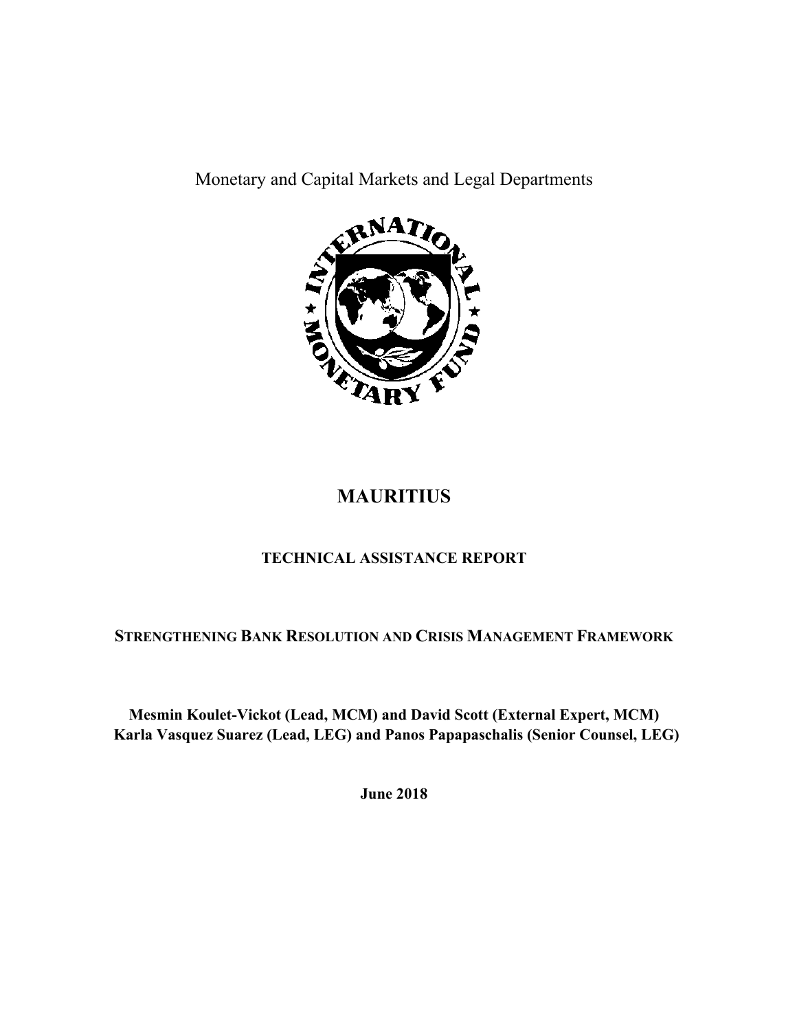Monetary and Capital Markets and Legal Departments

# MAURITIUS

## TECHNICAL ASSISTANCE REPORT

## STRENGTHENING BANK RESOLUTION AND CRISIS MANAGEMENT FRAMEWORK

**Mesmin Koulet-Vickot (Lead, MCM) and David Scott (External Expert, MCM)**
**Karla Vasquez Suarez (Lead, LEG) and Panos Papapaschalis (Senior Counsel, LEG)**

**June 2018**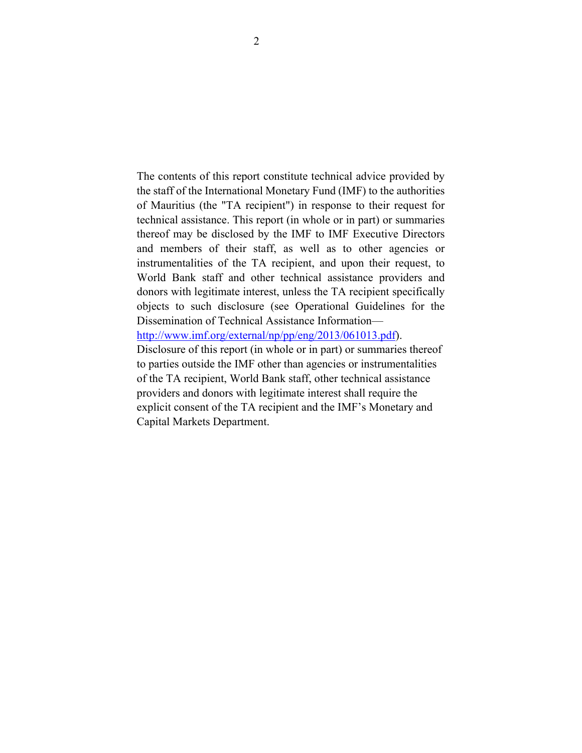The contents of this report constitute technical advice provided by the staff of the International Monetary Fund (IMF) to the authorities of Mauritius (the "TA recipient") in response to their request for technical assistance. This report (in whole or in part) or summaries thereof may be disclosed by the IMF to IMF Executive Directors and members of their staff, as well as to other agencies or instrumentalities of the TA recipient, and upon their request, to World Bank staff and other technical assistance providers and donors with legitimate interest, unless the TA recipient specifically objects to such disclosure (see Operational Guidelines for the Dissemination of Technical Assistance Information—[http://www.imf.org/external/np/pp/eng/2013/061013.pdf](http://www.imf.org/external/np/pp/eng/2013/061013.pdf)). Disclosure of this report (in whole or in part) or summaries thereof to parties outside the IMF other than agencies or instrumentalities of the TA recipient, World Bank staff, other technical assistance providers and donors with legitimate interest shall require the explicit consent of the TA recipient and the IMF's Monetary and Capital Markets Department.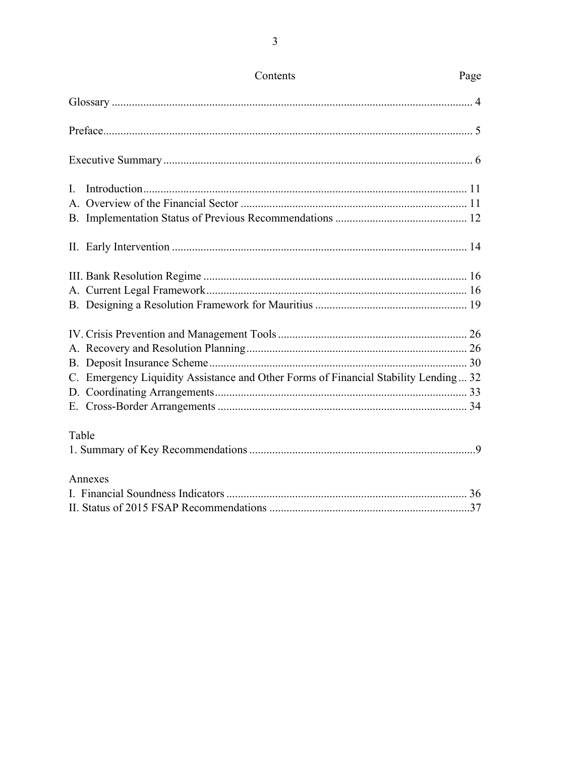# Contents

| | Page |
|---|---|
| Glossary | 4 |
| Preface | 5 |
| Executive Summary | 6 |
| I. Introduction | 11 |
| A. Overview of the Financial Sector | 11 |
| B. Implementation Status of Previous Recommendations | 12 |
| II. Early Intervention | 14 |
| III. Bank Resolution Regime | 16 |
| A. Current Legal Framework | 16 |
| B. Designing a Resolution Framework for Mauritius | 19 |
| IV. Crisis Prevention and Management Tools | 26 |
| A. Recovery and Resolution Planning | 26 |
| B. Deposit Insurance Scheme | 30 |
| C. Emergency Liquidity Assistance and Other Forms of Financial Stability Lending | 32 |
| D. Coordinating Arrangements | 33 |
| E. Cross-Border Arrangements | 34 |
| **Table** | |
| 1. Summary of Key Recommendations | 9 |
| **Annexes** | |
| I. Financial Soundness Indicators | 36 |
| II. Status of 2015 FSAP Recommendations | 37 |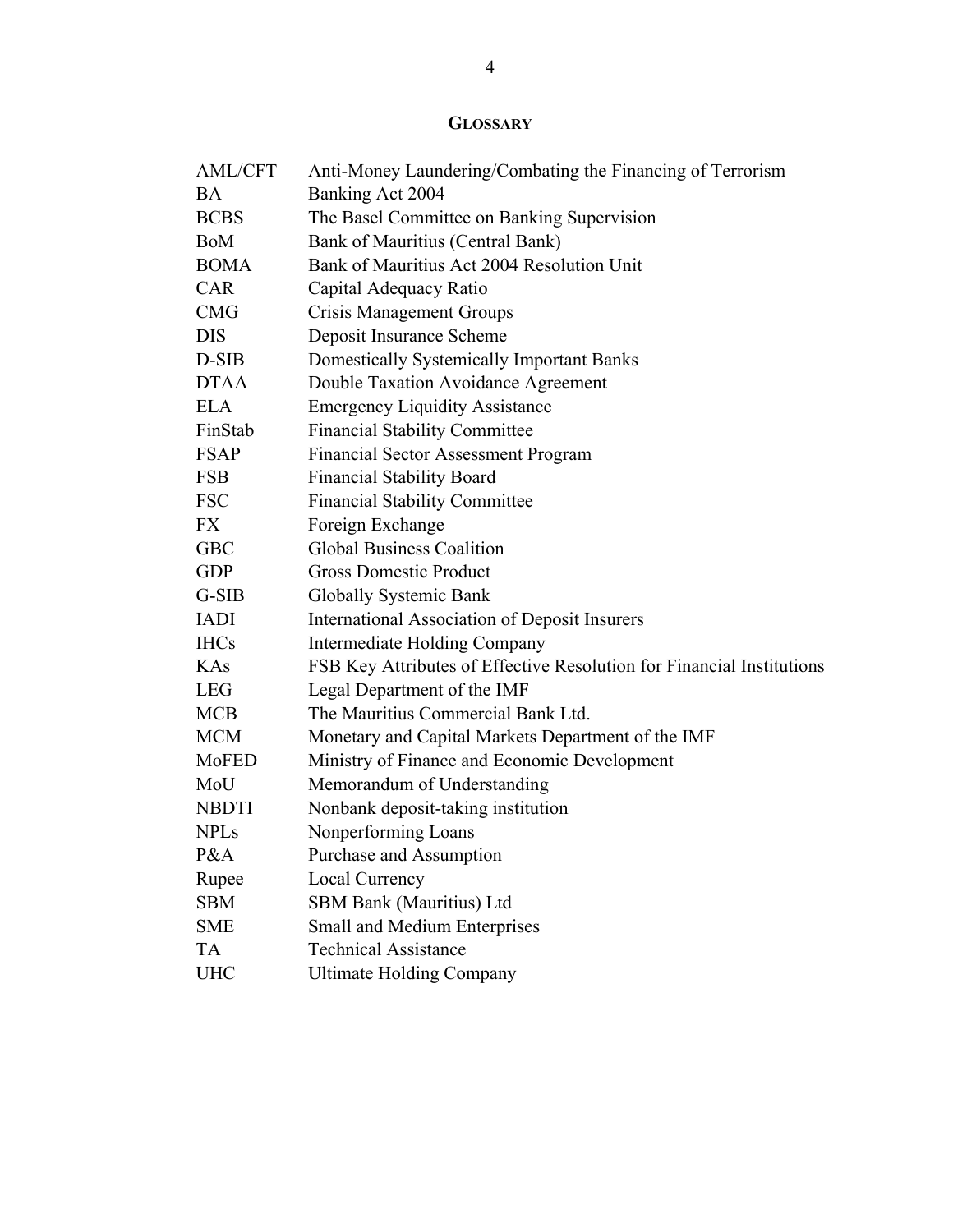## GLOSSARY

| | |
|---|---|
| AML/CFT | Anti-Money Laundering/Combating the Financing of Terrorism |
| BA | Banking Act 2004 |
| BCBS | The Basel Committee on Banking Supervision |
| BoM | Bank of Mauritius (Central Bank) |
| BOMA | Bank of Mauritius Act 2004 Resolution Unit |
| CAR | Capital Adequacy Ratio |
| CMG | Crisis Management Groups |
| DIS | Deposit Insurance Scheme |
| D-SIB | Domestically Systemically Important Banks |
| DTAA | Double Taxation Avoidance Agreement |
| ELA | Emergency Liquidity Assistance |
| FinStab | Financial Stability Committee |
| FSAP | Financial Sector Assessment Program |
| FSB | Financial Stability Board |
| FSC | Financial Stability Committee |
| FX | Foreign Exchange |
| GBC | Global Business Coalition |
| GDP | Gross Domestic Product |
| G-SIB | Globally Systemic Bank |
| IADI | International Association of Deposit Insurers |
| IHCs | Intermediate Holding Company |
| KAs | FSB Key Attributes of Effective Resolution for Financial Institutions |
| LEG | Legal Department of the IMF |
| MCB | The Mauritius Commercial Bank Ltd. |
| MCM | Monetary and Capital Markets Department of the IMF |
| MoFED | Ministry of Finance and Economic Development |
| MoU | Memorandum of Understanding |
| NBDTI | Nonbank deposit-taking institution |
| NPLs | Nonperforming Loans |
| P&A | Purchase and Assumption |
| Rupee | Local Currency |
| SBM | SBM Bank (Mauritius) Ltd |
| SME | Small and Medium Enterprises |
| TA | Technical Assistance |
| UHC | Ultimate Holding Company |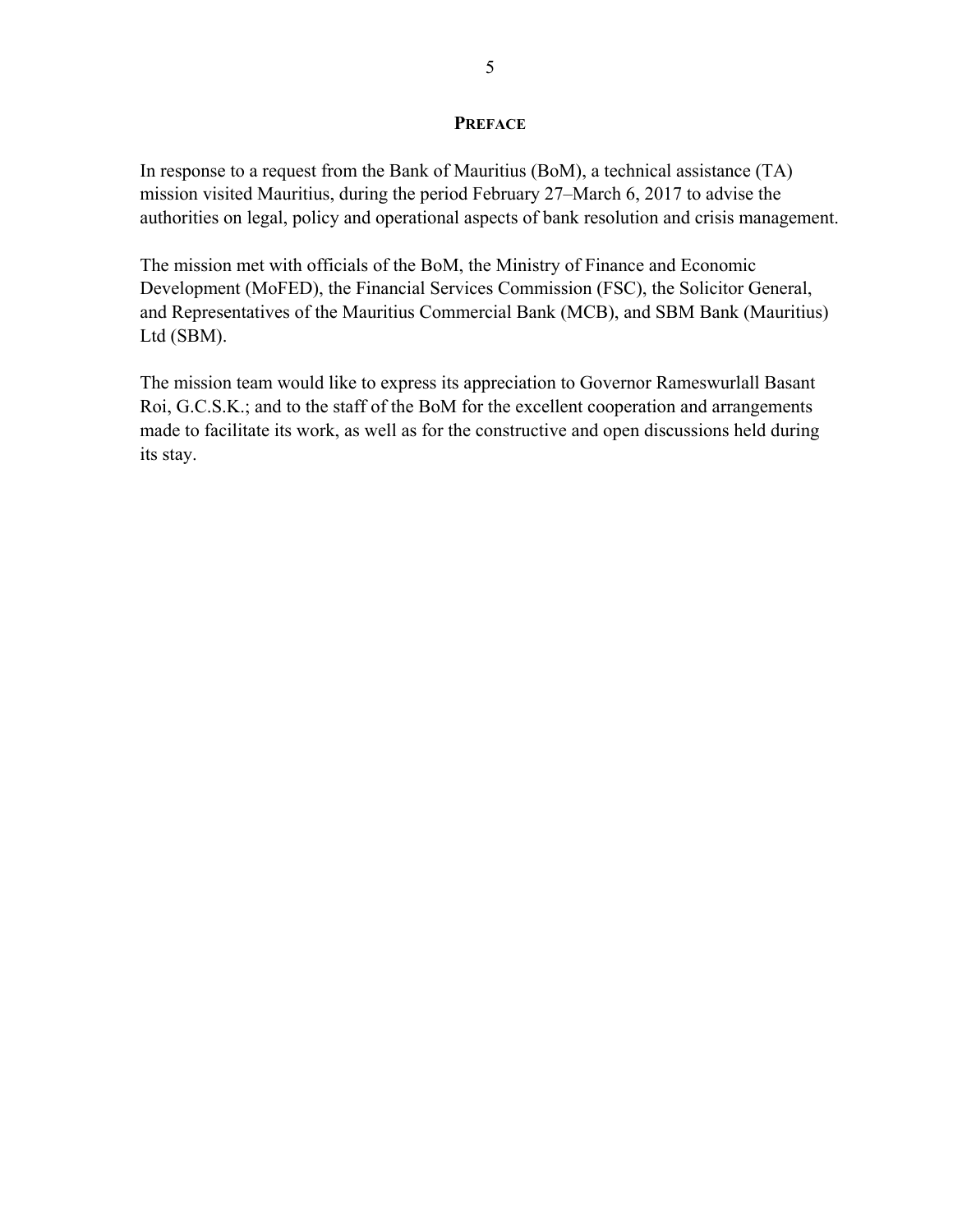## PREFACE

In response to a request from the Bank of Mauritius (BoM), a technical assistance (TA) mission visited Mauritius, during the period February 27–March 6, 2017 to advise the authorities on legal, policy and operational aspects of bank resolution and crisis management.

The mission met with officials of the BoM, the Ministry of Finance and Economic Development (MoFED), the Financial Services Commission (FSC), the Solicitor General, and Representatives of the Mauritius Commercial Bank (MCB), and SBM Bank (Mauritius) Ltd (SBM).

The mission team would like to express its appreciation to Governor Rameswurlall Basant Roi, G.C.S.K.; and to the staff of the BoM for the excellent cooperation and arrangements made to facilitate its work, as well as for the constructive and open discussions held during its stay.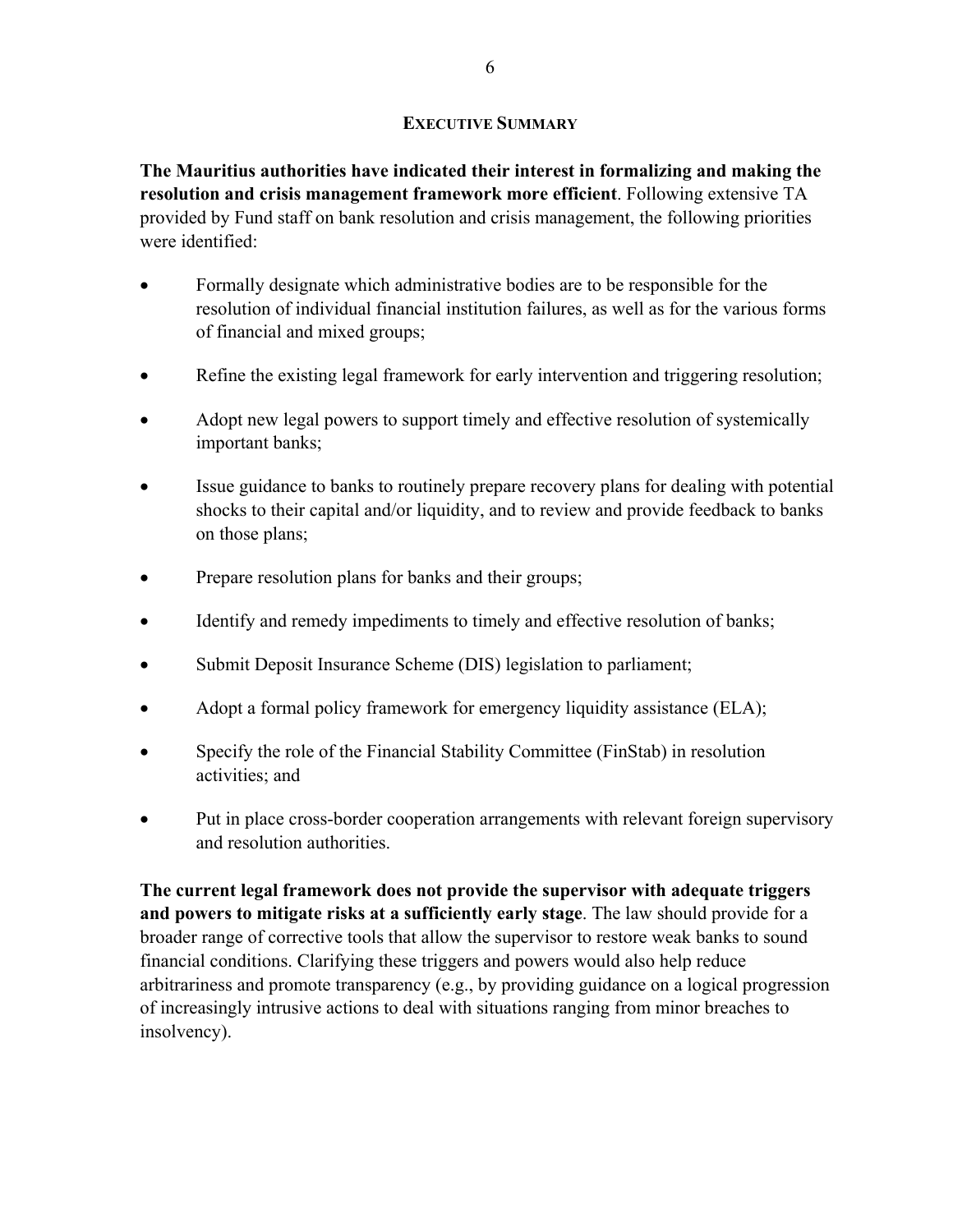## EXECUTIVE SUMMARY

**The Mauritius authorities have indicated their interest in formalizing and making the resolution and crisis management framework more efficient**. Following extensive TA provided by Fund staff on bank resolution and crisis management, the following priorities were identified:

- Formally designate which administrative bodies are to be responsible for the resolution of individual financial institution failures, as well as for the various forms of financial and mixed groups;
- Refine the existing legal framework for early intervention and triggering resolution;
- Adopt new legal powers to support timely and effective resolution of systemically important banks;
- Issue guidance to banks to routinely prepare recovery plans for dealing with potential shocks to their capital and/or liquidity, and to review and provide feedback to banks on those plans;
- Prepare resolution plans for banks and their groups;
- Identify and remedy impediments to timely and effective resolution of banks;
- Submit Deposit Insurance Scheme (DIS) legislation to parliament;
- Adopt a formal policy framework for emergency liquidity assistance (ELA);
- Specify the role of the Financial Stability Committee (FinStab) in resolution activities; and
- Put in place cross-border cooperation arrangements with relevant foreign supervisory and resolution authorities.

**The current legal framework does not provide the supervisor with adequate triggers and powers to mitigate risks at a sufficiently early stage**. The law should provide for a broader range of corrective tools that allow the supervisor to restore weak banks to sound financial conditions. Clarifying these triggers and powers would also help reduce arbitrariness and promote transparency (e.g., by providing guidance on a logical progression of increasingly intrusive actions to deal with situations ranging from minor breaches to insolvency).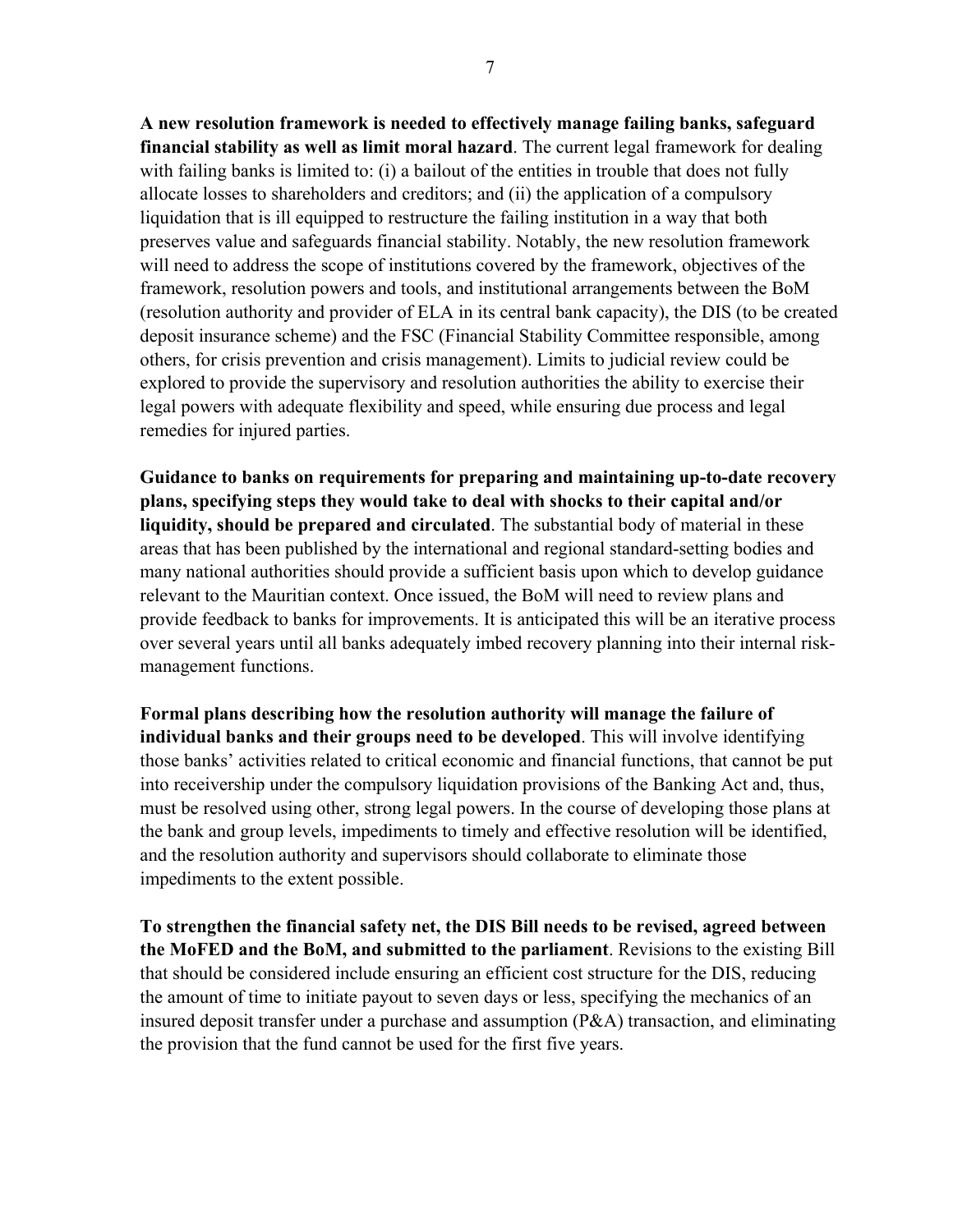**A new resolution framework is needed to effectively manage failing banks, safeguard financial stability as well as limit moral hazard**. The current legal framework for dealing with failing banks is limited to: (i) a bailout of the entities in trouble that does not fully allocate losses to shareholders and creditors; and (ii) the application of a compulsory liquidation that is ill equipped to restructure the failing institution in a way that both preserves value and safeguards financial stability. Notably, the new resolution framework will need to address the scope of institutions covered by the framework, objectives of the framework, resolution powers and tools, and institutional arrangements between the BoM (resolution authority and provider of ELA in its central bank capacity), the DIS (to be created deposit insurance scheme) and the FSC (Financial Stability Committee responsible, among others, for crisis prevention and crisis management). Limits to judicial review could be explored to provide the supervisory and resolution authorities the ability to exercise their legal powers with adequate flexibility and speed, while ensuring due process and legal remedies for injured parties.

**Guidance to banks on requirements for preparing and maintaining up-to-date recovery plans, specifying steps they would take to deal with shocks to their capital and/or liquidity, should be prepared and circulated**. The substantial body of material in these areas that has been published by the international and regional standard-setting bodies and many national authorities should provide a sufficient basis upon which to develop guidance relevant to the Mauritian context. Once issued, the BoM will need to review plans and provide feedback to banks for improvements. It is anticipated this will be an iterative process over several years until all banks adequately imbed recovery planning into their internal risk-management functions.

**Formal plans describing how the resolution authority will manage the failure of individual banks and their groups need to be developed**. This will involve identifying those banks' activities related to critical economic and financial functions, that cannot be put into receivership under the compulsory liquidation provisions of the Banking Act and, thus, must be resolved using other, strong legal powers. In the course of developing those plans at the bank and group levels, impediments to timely and effective resolution will be identified, and the resolution authority and supervisors should collaborate to eliminate those impediments to the extent possible.

**To strengthen the financial safety net, the DIS Bill needs to be revised, agreed between the MoFED and the BoM, and submitted to the parliament**. Revisions to the existing Bill that should be considered include ensuring an efficient cost structure for the DIS, reducing the amount of time to initiate payout to seven days or less, specifying the mechanics of an insured deposit transfer under a purchase and assumption (P&A) transaction, and eliminating the provision that the fund cannot be used for the first five years.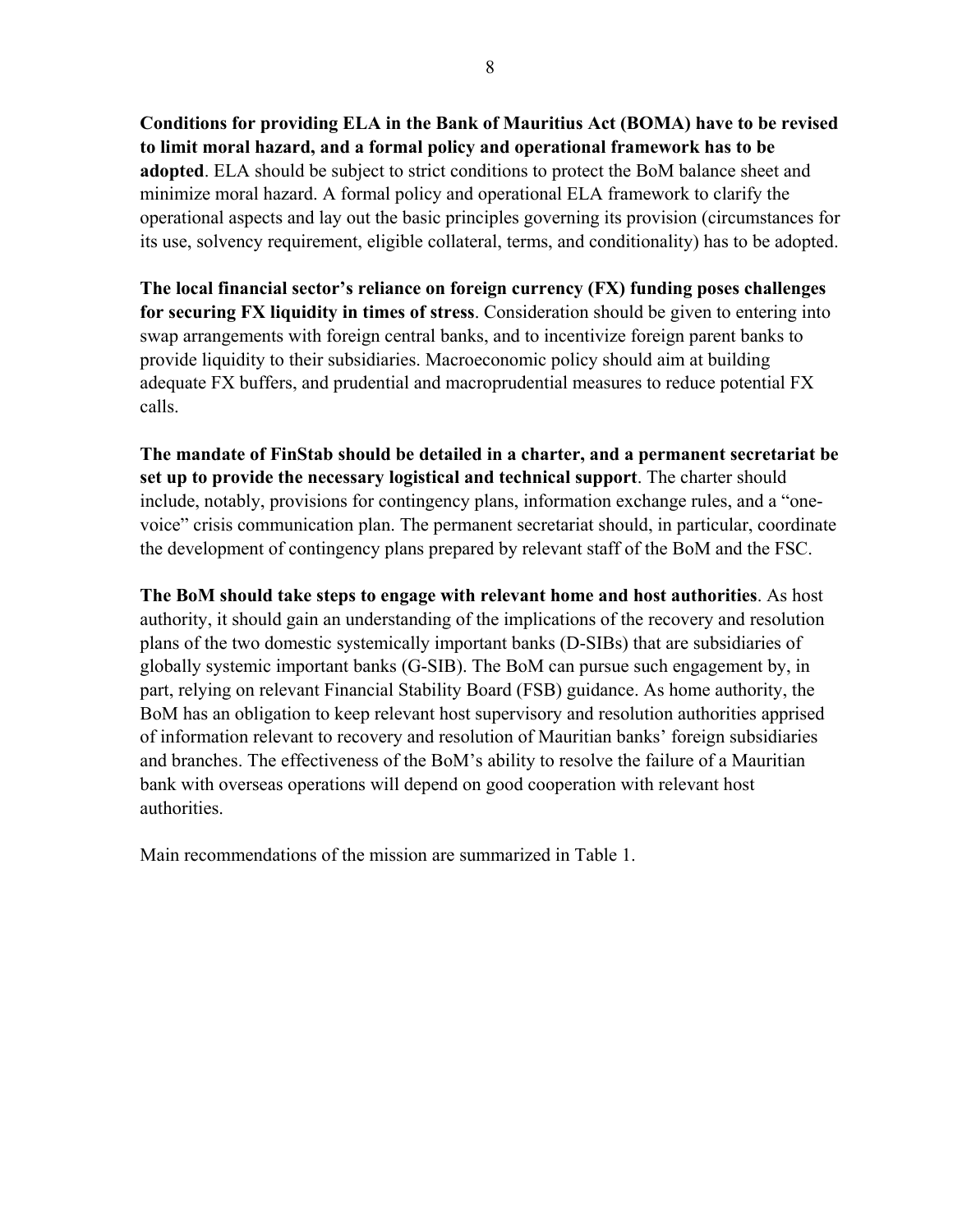**Conditions for providing ELA in the Bank of Mauritius Act (BOMA) have to be revised to limit moral hazard, and a formal policy and operational framework has to be adopted**. ELA should be subject to strict conditions to protect the BoM balance sheet and minimize moral hazard. A formal policy and operational ELA framework to clarify the operational aspects and lay out the basic principles governing its provision (circumstances for its use, solvency requirement, eligible collateral, terms, and conditionality) has to be adopted.

**The local financial sector's reliance on foreign currency (FX) funding poses challenges for securing FX liquidity in times of stress**. Consideration should be given to entering into swap arrangements with foreign central banks, and to incentivize foreign parent banks to provide liquidity to their subsidiaries. Macroeconomic policy should aim at building adequate FX buffers, and prudential and macroprudential measures to reduce potential FX calls.

**The mandate of FinStab should be detailed in a charter, and a permanent secretariat be set up to provide the necessary logistical and technical support**. The charter should include, notably, provisions for contingency plans, information exchange rules, and a "one-voice" crisis communication plan. The permanent secretariat should, in particular, coordinate the development of contingency plans prepared by relevant staff of the BoM and the FSC.

**The BoM should take steps to engage with relevant home and host authorities**. As host authority, it should gain an understanding of the implications of the recovery and resolution plans of the two domestic systemically important banks (D-SIBs) that are subsidiaries of globally systemic important banks (G-SIB). The BoM can pursue such engagement by, in part, relying on relevant Financial Stability Board (FSB) guidance. As home authority, the BoM has an obligation to keep relevant host supervisory and resolution authorities apprised of information relevant to recovery and resolution of Mauritian banks' foreign subsidiaries and branches. The effectiveness of the BoM's ability to resolve the failure of a Mauritian bank with overseas operations will depend on good cooperation with relevant host authorities.

Main recommendations of the mission are summarized in Table 1.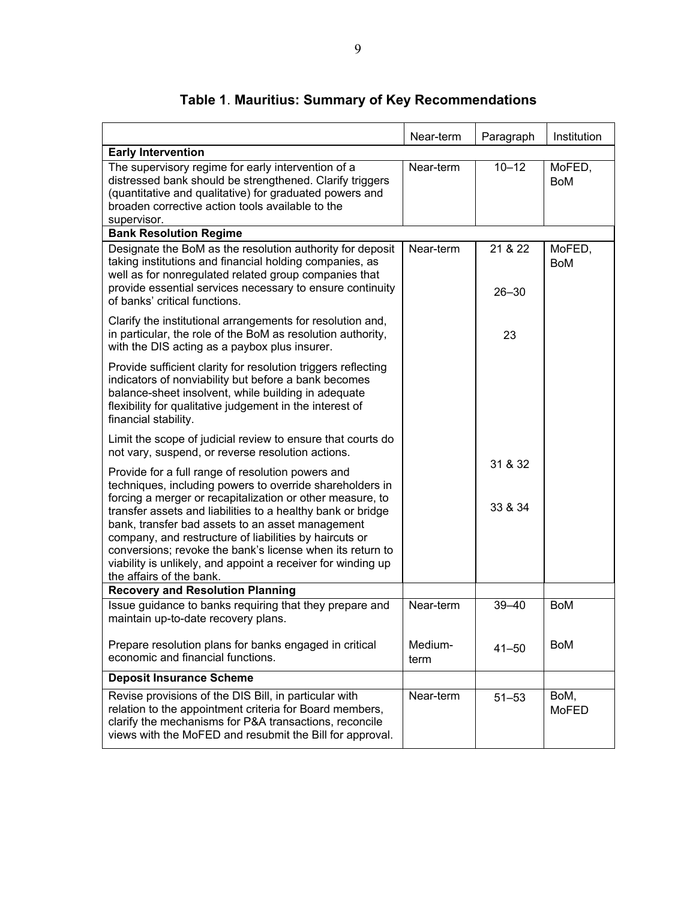# Table 1. Mauritius: Summary of Key Recommendations

| | Near-term | Paragraph | Institution |
|---|---|---|---|
| **Early Intervention** | | | |
| The supervisory regime for early intervention of a distressed bank should be strengthened. Clarify triggers (quantitative and qualitative) for graduated powers and broaden corrective action tools available to the supervisor. | Near-term | 10–12 | MoFED, BoM |
| **Bank Resolution Regime** | | | |
| Designate the BoM as the resolution authority for deposit taking institutions and financial holding companies, as well as for nonregulated related group companies that provide essential services necessary to ensure continuity of banks' critical functions. | Near-term | 21 & 22<br><br>26–30 | MoFED, BoM |
| Clarify the institutional arrangements for resolution and, in particular, the role of the BoM as resolution authority, with the DIS acting as a paybox plus insurer. | | 23 | |
| Provide sufficient clarity for resolution triggers reflecting indicators of nonviability but before a bank becomes balance-sheet insolvent, while building in adequate flexibility for qualitative judgement in the interest of financial stability. | | | |
| Limit the scope of judicial review to ensure that courts do not vary, suspend, or reverse resolution actions. | | | |
| Provide for a full range of resolution powers and techniques, including powers to override shareholders in forcing a merger or recapitalization or other measure, to transfer assets and liabilities to a healthy bank or bridge bank, transfer bad assets to an asset management company, and restructure of liabilities by haircuts or conversions; revoke the bank's license when its return to viability is unlikely, and appoint a receiver for winding up the affairs of the bank. | | 31 & 32<br><br>33 & 34 | |
| **Recovery and Resolution Planning** | | | |
| Issue guidance to banks requiring that they prepare and maintain up-to-date recovery plans. | Near-term | 39–40 | BoM |
| Prepare resolution plans for banks engaged in critical economic and financial functions. | Medium-term | 41–50 | BoM |
| **Deposit Insurance Scheme** | | | |
| Revise provisions of the DIS Bill, in particular with relation to the appointment criteria for Board members, clarify the mechanisms for P&A transactions, reconcile views with the MoFED and resubmit the Bill for approval. | Near-term | 51–53 | BoM, MoFED |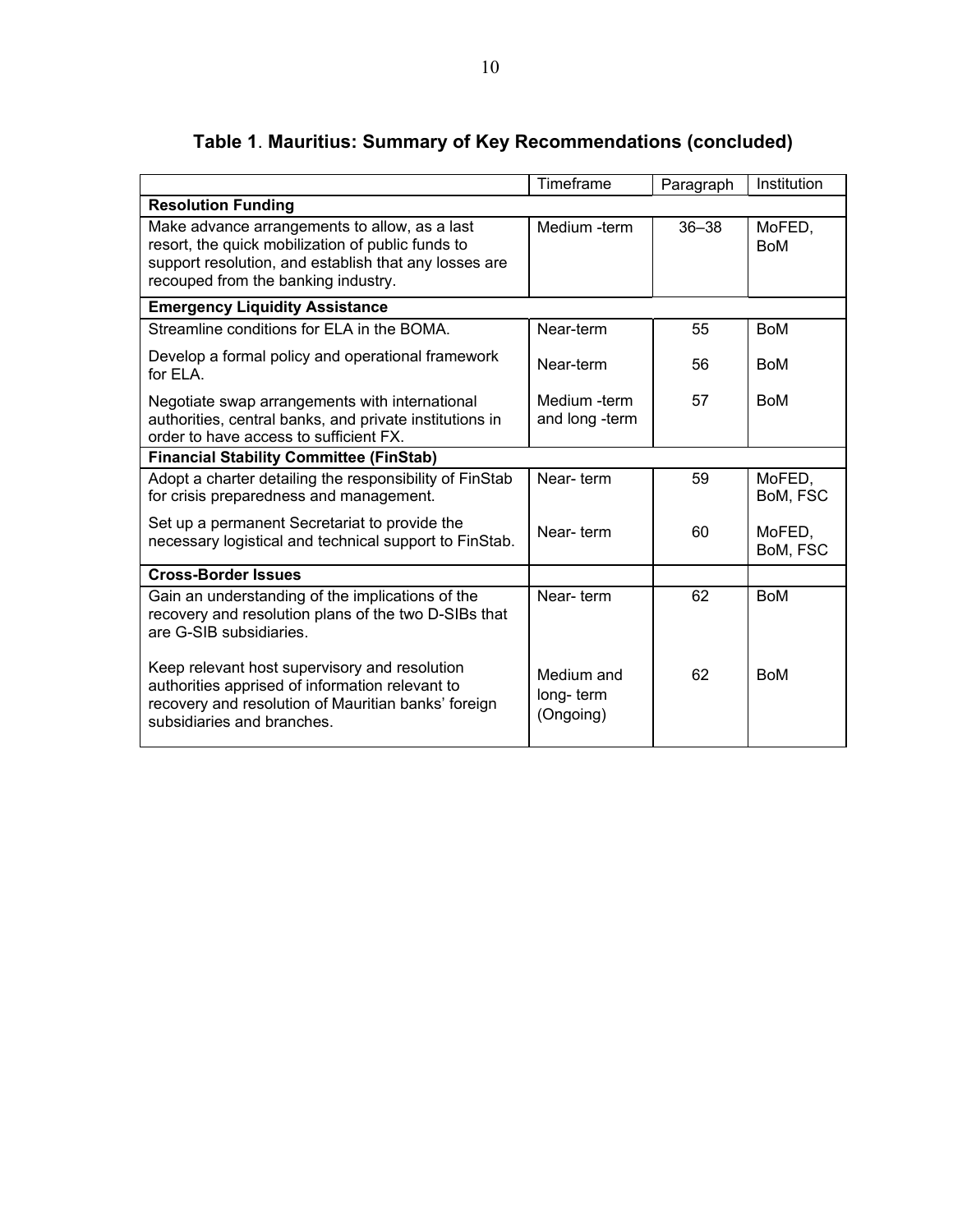**Table 1. Mauritius: Summary of Key Recommendations (concluded)**

| | Timeframe | Paragraph | Institution |
|---|---|---|---|
| **Resolution Funding** | | | |
| Make advance arrangements to allow, as a last resort, the quick mobilization of public funds to support resolution, and establish that any losses are recouped from the banking industry. | Medium -term | 36–38 | MoFED, BoM |
| **Emergency Liquidity Assistance** | | | |
| Streamline conditions for ELA in the BOMA. | Near-term | 55 | BoM |
| Develop a formal policy and operational framework for ELA. | Near-term | 56 | BoM |
| Negotiate swap arrangements with international authorities, central banks, and private institutions in order to have access to sufficient FX. | Medium -term and long -term | 57 | BoM |
| **Financial Stability Committee (FinStab)** | | | |
| Adopt a charter detailing the responsibility of FinStab for crisis preparedness and management. | Near- term | 59 | MoFED, BoM, FSC |
| Set up a permanent Secretariat to provide the necessary logistical and technical support to FinStab. | Near- term | 60 | MoFED, BoM, FSC |
| **Cross-Border Issues** | | | |
| Gain an understanding of the implications of the recovery and resolution plans of the two D-SIBs that are G-SIB subsidiaries. | Near- term | 62 | BoM |
| Keep relevant host supervisory and resolution authorities apprised of information relevant to recovery and resolution of Mauritian banks' foreign subsidiaries and branches. | Medium and long- term (Ongoing) | 62 | BoM |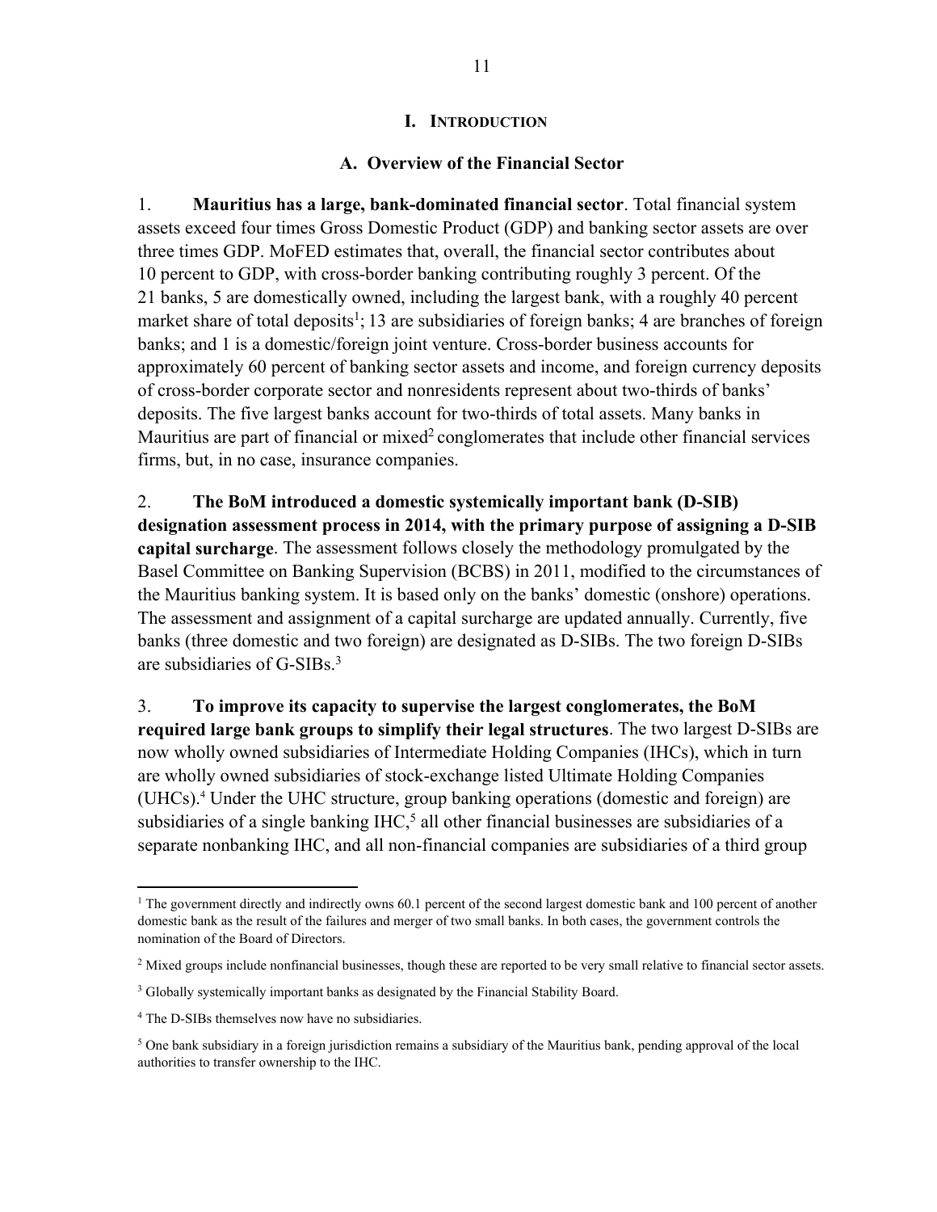# I. INTRODUCTION

## A. Overview of the Financial Sector

1. **Mauritius has a large, bank-dominated financial sector**. Total financial system assets exceed four times Gross Domestic Product (GDP) and banking sector assets are over three times GDP. MoFED estimates that, overall, the financial sector contributes about 10 percent to GDP, with cross-border banking contributing roughly 3 percent. Of the 21 banks, 5 are domestically owned, including the largest bank, with a roughly 40 percent market share of total deposits[1]; 13 are subsidiaries of foreign banks; 4 are branches of foreign banks; and 1 is a domestic/foreign joint venture. Cross-border business accounts for approximately 60 percent of banking sector assets and income, and foreign currency deposits of cross-border corporate sector and nonresidents represent about two-thirds of banks' deposits. The five largest banks account for two-thirds of total assets. Many banks in Mauritius are part of financial or mixed[2] conglomerates that include other financial services firms, but, in no case, insurance companies.

2. **The BoM introduced a domestic systemically important bank (D-SIB) designation assessment process in 2014, with the primary purpose of assigning a D-SIB capital surcharge**. The assessment follows closely the methodology promulgated by the Basel Committee on Banking Supervision (BCBS) in 2011, modified to the circumstances of the Mauritius banking system. It is based only on the banks' domestic (onshore) operations. The assessment and assignment of a capital surcharge are updated annually. Currently, five banks (three domestic and two foreign) are designated as D-SIBs. The two foreign D-SIBs are subsidiaries of G-SIBs.[3]

3. **To improve its capacity to supervise the largest conglomerates, the BoM required large bank groups to simplify their legal structures**. The two largest D-SIBs are now wholly owned subsidiaries of Intermediate Holding Companies (IHCs), which in turn are wholly owned subsidiaries of stock-exchange listed Ultimate Holding Companies (UHCs).[4] Under the UHC structure, group banking operations (domestic and foreign) are subsidiaries of a single banking IHC,[5] all other financial businesses are subsidiaries of a separate nonbanking IHC, and all non-financial companies are subsidiaries of a third group

---

[1] The government directly and indirectly owns 60.1 percent of the second largest domestic bank and 100 percent of another domestic bank as the result of the failures and merger of two small banks. In both cases, the government controls the nomination of the Board of Directors.

[2] Mixed groups include nonfinancial businesses, though these are reported to be very small relative to financial sector assets.

[3] Globally systemically important banks as designated by the Financial Stability Board.

[4] The D-SIBs themselves now have no subsidiaries.

[5] One bank subsidiary in a foreign jurisdiction remains a subsidiary of the Mauritius bank, pending approval of the local authorities to transfer ownership to the IHC.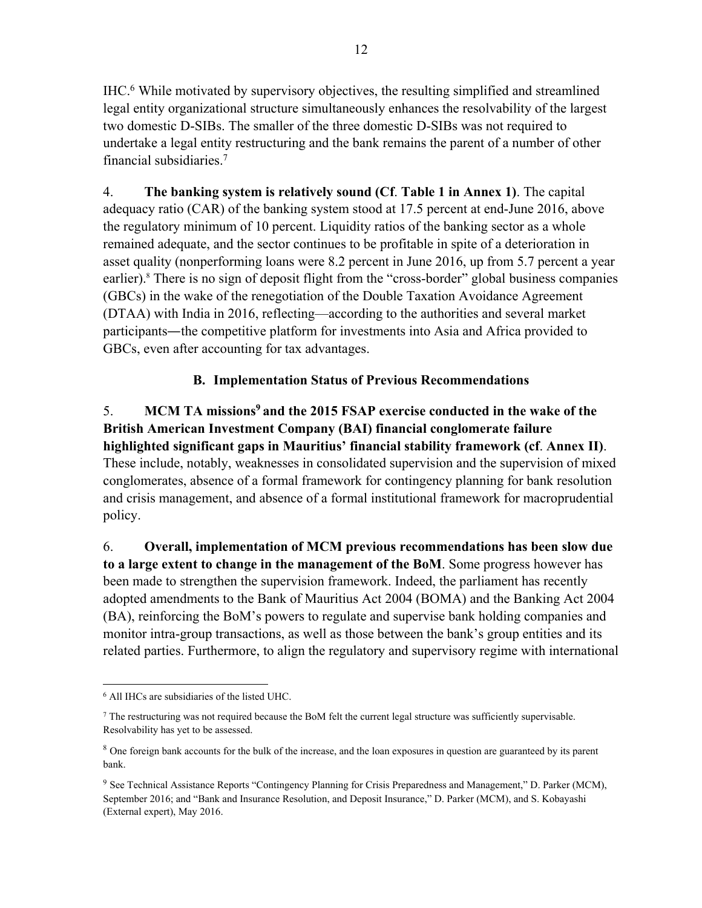IHC.[6] While motivated by supervisory objectives, the resulting simplified and streamlined legal entity organizational structure simultaneously enhances the resolvability of the largest two domestic D-SIBs. The smaller of the three domestic D-SIBs was not required to undertake a legal entity restructuring and the bank remains the parent of a number of other financial subsidiaries.[7]

4. **The banking system is relatively sound (Cf. Table 1 in Annex 1)**. The capital adequacy ratio (CAR) of the banking system stood at 17.5 percent at end-June 2016, above the regulatory minimum of 10 percent. Liquidity ratios of the banking sector as a whole remained adequate, and the sector continues to be profitable in spite of a deterioration in asset quality (nonperforming loans were 8.2 percent in June 2016, up from 5.7 percent a year earlier).[8] There is no sign of deposit flight from the "cross-border" global business companies (GBCs) in the wake of the renegotiation of the Double Taxation Avoidance Agreement (DTAA) with India in 2016, reflecting—according to the authorities and several market participants—the competitive platform for investments into Asia and Africa provided to GBCs, even after accounting for tax advantages.

### B. Implementation Status of Previous Recommendations

5. **MCM TA missions[9] and the 2015 FSAP exercise conducted in the wake of the British American Investment Company (BAI) financial conglomerate failure highlighted significant gaps in Mauritius' financial stability framework (cf. Annex II)**. These include, notably, weaknesses in consolidated supervision and the supervision of mixed conglomerates, absence of a formal framework for contingency planning for bank resolution and crisis management, and absence of a formal institutional framework for macroprudential policy.

6. **Overall, implementation of MCM previous recommendations has been slow due to a large extent to change in the management of the BoM**. Some progress however has been made to strengthen the supervision framework. Indeed, the parliament has recently adopted amendments to the Bank of Mauritius Act 2004 (BOMA) and the Banking Act 2004 (BA), reinforcing the BoM's powers to regulate and supervise bank holding companies and monitor intra-group transactions, as well as those between the bank's group entities and its related parties. Furthermore, to align the regulatory and supervisory regime with international

---

[6] All IHCs are subsidiaries of the listed UHC.

[7] The restructuring was not required because the BoM felt the current legal structure was sufficiently supervisable. Resolvability has yet to be assessed.

[8] One foreign bank accounts for the bulk of the increase, and the loan exposures in question are guaranteed by its parent bank.

[9] See Technical Assistance Reports "Contingency Planning for Crisis Preparedness and Management," D. Parker (MCM), September 2016; and "Bank and Insurance Resolution, and Deposit Insurance," D. Parker (MCM), and S. Kobayashi (External expert), May 2016.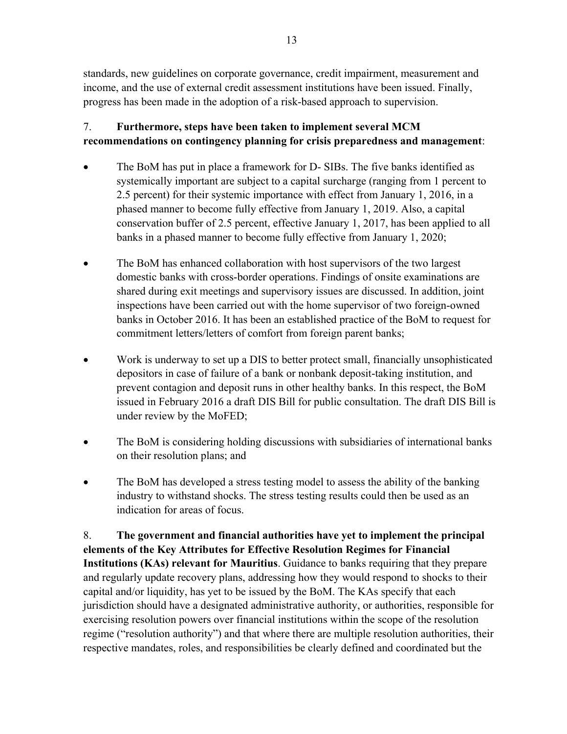standards, new guidelines on corporate governance, credit impairment, measurement and income, and the use of external credit assessment institutions have been issued. Finally, progress has been made in the adoption of a risk-based approach to supervision.

7. **Furthermore, steps have been taken to implement several MCM recommendations on contingency planning for crisis preparedness and management**:

- The BoM has put in place a framework for D- SIBs. The five banks identified as systemically important are subject to a capital surcharge (ranging from 1 percent to 2.5 percent) for their systemic importance with effect from January 1, 2016, in a phased manner to become fully effective from January 1, 2019. Also, a capital conservation buffer of 2.5 percent, effective January 1, 2017, has been applied to all banks in a phased manner to become fully effective from January 1, 2020;

- The BoM has enhanced collaboration with host supervisors of the two largest domestic banks with cross-border operations. Findings of onsite examinations are shared during exit meetings and supervisory issues are discussed. In addition, joint inspections have been carried out with the home supervisor of two foreign-owned banks in October 2016. It has been an established practice of the BoM to request for commitment letters/letters of comfort from foreign parent banks;

- Work is underway to set up a DIS to better protect small, financially unsophisticated depositors in case of failure of a bank or nonbank deposit-taking institution, and prevent contagion and deposit runs in other healthy banks. In this respect, the BoM issued in February 2016 a draft DIS Bill for public consultation. The draft DIS Bill is under review by the MoFED;

- The BoM is considering holding discussions with subsidiaries of international banks on their resolution plans; and

- The BoM has developed a stress testing model to assess the ability of the banking industry to withstand shocks. The stress testing results could then be used as an indication for areas of focus.

8. **The government and financial authorities have yet to implement the principal elements of the Key Attributes for Effective Resolution Regimes for Financial Institutions (KAs) relevant for Mauritius**. Guidance to banks requiring that they prepare and regularly update recovery plans, addressing how they would respond to shocks to their capital and/or liquidity, has yet to be issued by the BoM. The KAs specify that each jurisdiction should have a designated administrative authority, or authorities, responsible for exercising resolution powers over financial institutions within the scope of the resolution regime ("resolution authority") and that where there are multiple resolution authorities, their respective mandates, roles, and responsibilities be clearly defined and coordinated but the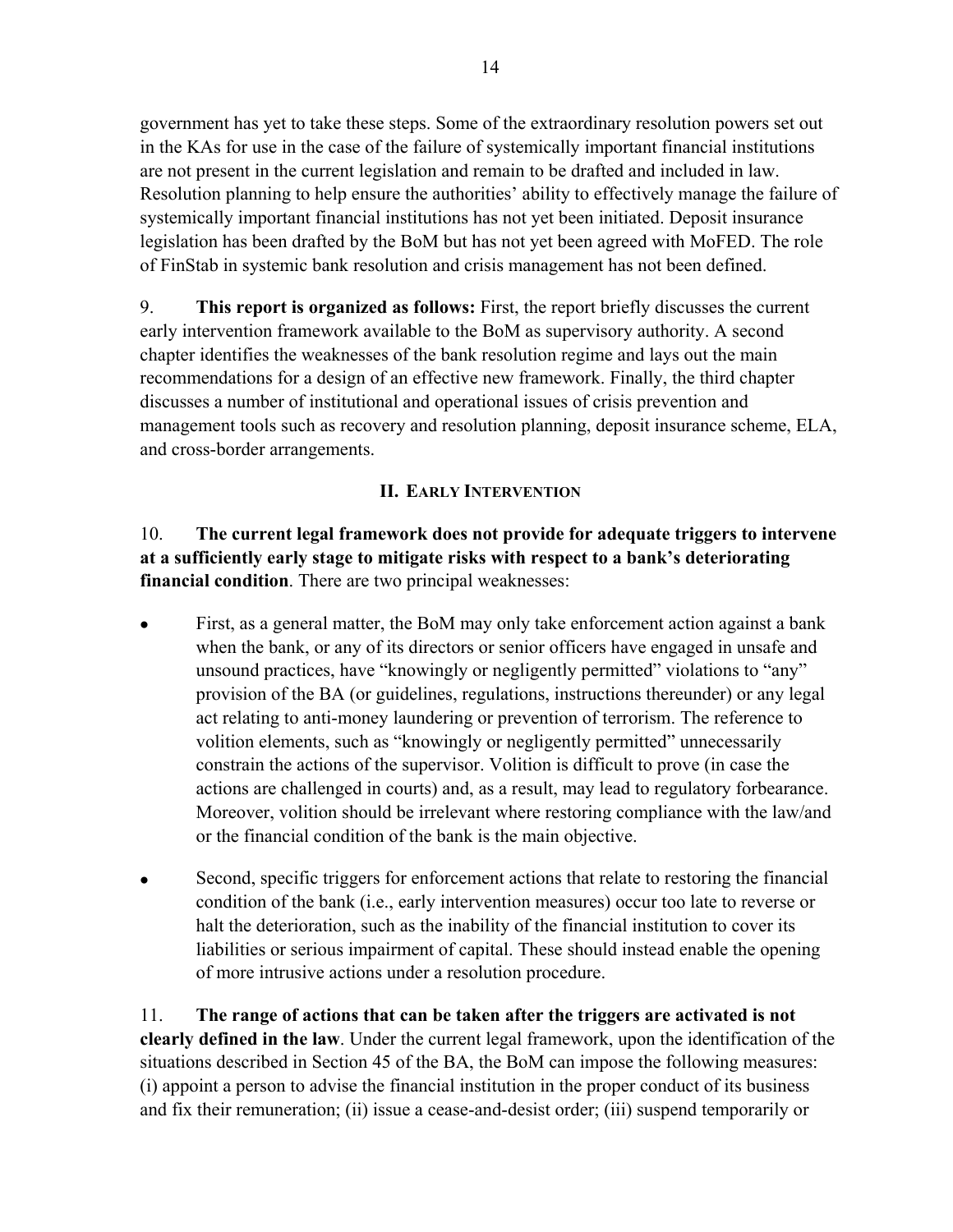government has yet to take these steps. Some of the extraordinary resolution powers set out in the KAs for use in the case of the failure of systemically important financial institutions are not present in the current legislation and remain to be drafted and included in law. Resolution planning to help ensure the authorities' ability to effectively manage the failure of systemically important financial institutions has not yet been initiated. Deposit insurance legislation has been drafted by the BoM but has not yet been agreed with MoFED. The role of FinStab in systemic bank resolution and crisis management has not been defined.

9. **This report is organized as follows:** First, the report briefly discusses the current early intervention framework available to the BoM as supervisory authority. A second chapter identifies the weaknesses of the bank resolution regime and lays out the main recommendations for a design of an effective new framework. Finally, the third chapter discusses a number of institutional and operational issues of crisis prevention and management tools such as recovery and resolution planning, deposit insurance scheme, ELA, and cross-border arrangements.

## II. Early Intervention

10. **The current legal framework does not provide for adequate triggers to intervene at a sufficiently early stage to mitigate risks with respect to a bank's deteriorating financial condition**. There are two principal weaknesses:

- First, as a general matter, the BoM may only take enforcement action against a bank when the bank, or any of its directors or senior officers have engaged in unsafe and unsound practices, have "knowingly or negligently permitted" violations to "any" provision of the BA (or guidelines, regulations, instructions thereunder) or any legal act relating to anti-money laundering or prevention of terrorism. The reference to volition elements, such as "knowingly or negligently permitted" unnecessarily constrain the actions of the supervisor. Volition is difficult to prove (in case the actions are challenged in courts) and, as a result, may lead to regulatory forbearance. Moreover, volition should be irrelevant where restoring compliance with the law/and or the financial condition of the bank is the main objective.

- Second, specific triggers for enforcement actions that relate to restoring the financial condition of the bank (i.e., early intervention measures) occur too late to reverse or halt the deterioration, such as the inability of the financial institution to cover its liabilities or serious impairment of capital. These should instead enable the opening of more intrusive actions under a resolution procedure.

11. **The range of actions that can be taken after the triggers are activated is not clearly defined in the law**. Under the current legal framework, upon the identification of the situations described in Section 45 of the BA, the BoM can impose the following measures: (i) appoint a person to advise the financial institution in the proper conduct of its business and fix their remuneration; (ii) issue a cease-and-desist order; (iii) suspend temporarily or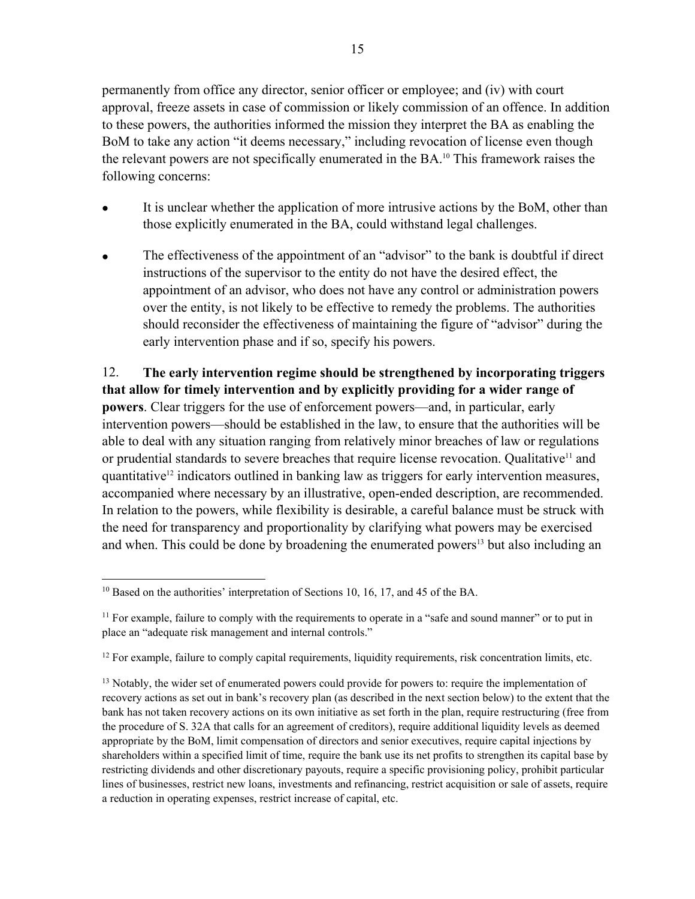permanently from office any director, senior officer or employee; and (iv) with court approval, freeze assets in case of commission or likely commission of an offence. In addition to these powers, the authorities informed the mission they interpret the BA as enabling the BoM to take any action "it deems necessary," including revocation of license even though the relevant powers are not specifically enumerated in the BA.[10] This framework raises the following concerns:

- It is unclear whether the application of more intrusive actions by the BoM, other than those explicitly enumerated in the BA, could withstand legal challenges.
- The effectiveness of the appointment of an "advisor" to the bank is doubtful if direct instructions of the supervisor to the entity do not have the desired effect, the appointment of an advisor, who does not have any control or administration powers over the entity, is not likely to be effective to remedy the problems. The authorities should reconsider the effectiveness of maintaining the figure of "advisor" during the early intervention phase and if so, specify his powers.

12. **The early intervention regime should be strengthened by incorporating triggers that allow for timely intervention and by explicitly providing for a wider range of powers**. Clear triggers for the use of enforcement powers—and, in particular, early intervention powers—should be established in the law, to ensure that the authorities will be able to deal with any situation ranging from relatively minor breaches of law or regulations or prudential standards to severe breaches that require license revocation. Qualitative[11] and quantitative[12] indicators outlined in banking law as triggers for early intervention measures, accompanied where necessary by an illustrative, open-ended description, are recommended. In relation to the powers, while flexibility is desirable, a careful balance must be struck with the need for transparency and proportionality by clarifying what powers may be exercised and when. This could be done by broadening the enumerated powers[13] but also including an

---

[10] Based on the authorities' interpretation of Sections 10, 16, 17, and 45 of the BA.

[11] For example, failure to comply with the requirements to operate in a "safe and sound manner" or to put in place an "adequate risk management and internal controls."

[12] For example, failure to comply capital requirements, liquidity requirements, risk concentration limits, etc.

[13] Notably, the wider set of enumerated powers could provide for powers to: require the implementation of recovery actions as set out in bank's recovery plan (as described in the next section below) to the extent that the bank has not taken recovery actions on its own initiative as set forth in the plan, require restructuring (free from the procedure of S. 32A that calls for an agreement of creditors), require additional liquidity levels as deemed appropriate by the BoM, limit compensation of directors and senior executives, require capital injections by shareholders within a specified limit of time, require the bank use its net profits to strengthen its capital base by restricting dividends and other discretionary payouts, require a specific provisioning policy, prohibit particular lines of businesses, restrict new loans, investments and refinancing, restrict acquisition or sale of assets, require a reduction in operating expenses, restrict increase of capital, etc.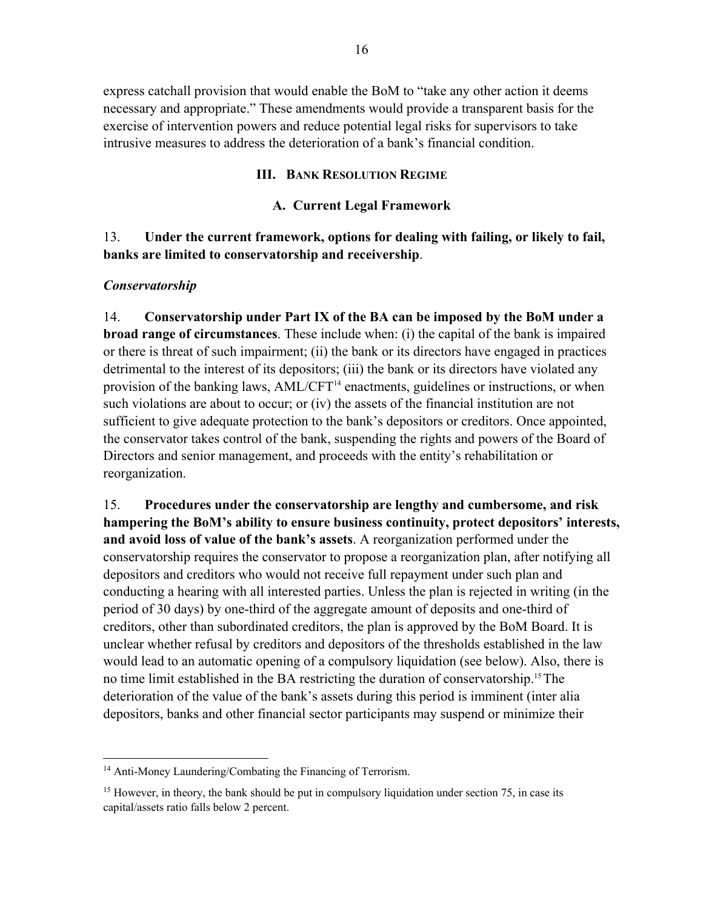express catchall provision that would enable the BoM to "take any other action it deems necessary and appropriate." These amendments would provide a transparent basis for the exercise of intervention powers and reduce potential legal risks for supervisors to take intrusive measures to address the deterioration of a bank's financial condition.

## III. Bank Resolution Regime

### A. Current Legal Framework

13. **Under the current framework, options for dealing with failing, or likely to fail, banks are limited to conservatorship and receivership**.

***Conservatorship***

14. **Conservatorship under Part IX of the BA can be imposed by the BoM under a broad range of circumstances**. These include when: (i) the capital of the bank is impaired or there is threat of such impairment; (ii) the bank or its directors have engaged in practices detrimental to the interest of its depositors; (iii) the bank or its directors have violated any provision of the banking laws, AML/CFT[14] enactments, guidelines or instructions, or when such violations are about to occur; or (iv) the assets of the financial institution are not sufficient to give adequate protection to the bank's depositors or creditors. Once appointed, the conservator takes control of the bank, suspending the rights and powers of the Board of Directors and senior management, and proceeds with the entity's rehabilitation or reorganization.

15. **Procedures under the conservatorship are lengthy and cumbersome, and risk hampering the BoM's ability to ensure business continuity, protect depositors' interests, and avoid loss of value of the bank's assets**. A reorganization performed under the conservatorship requires the conservator to propose a reorganization plan, after notifying all depositors and creditors who would not receive full repayment under such plan and conducting a hearing with all interested parties. Unless the plan is rejected in writing (in the period of 30 days) by one-third of the aggregate amount of deposits and one-third of creditors, other than subordinated creditors, the plan is approved by the BoM Board. It is unclear whether refusal by creditors and depositors of the thresholds established in the law would lead to an automatic opening of a compulsory liquidation (see below). Also, there is no time limit established in the BA restricting the duration of conservatorship.[15] The deterioration of the value of the bank's assets during this period is imminent (inter alia depositors, banks and other financial sector participants may suspend or minimize their

---

[14] Anti-Money Laundering/Combating the Financing of Terrorism.

[15] However, in theory, the bank should be put in compulsory liquidation under section 75, in case its capital/assets ratio falls below 2 percent.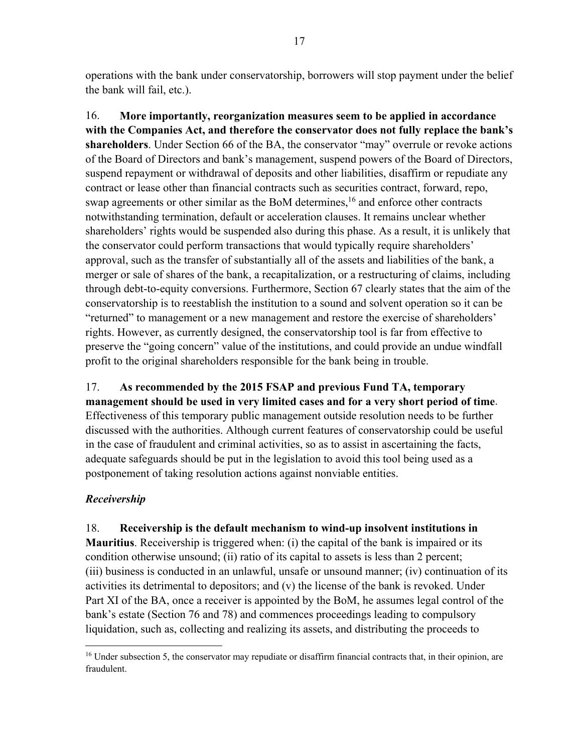operations with the bank under conservatorship, borrowers will stop payment under the belief the bank will fail, etc.).

16. **More importantly, reorganization measures seem to be applied in accordance with the Companies Act, and therefore the conservator does not fully replace the bank's shareholders**. Under Section 66 of the BA, the conservator "may" overrule or revoke actions of the Board of Directors and bank's management, suspend powers of the Board of Directors, suspend repayment or withdrawal of deposits and other liabilities, disaffirm or repudiate any contract or lease other than financial contracts such as securities contract, forward, repo, swap agreements or other similar as the BoM determines,[16] and enforce other contracts notwithstanding termination, default or acceleration clauses. It remains unclear whether shareholders' rights would be suspended also during this phase. As a result, it is unlikely that the conservator could perform transactions that would typically require shareholders' approval, such as the transfer of substantially all of the assets and liabilities of the bank, a merger or sale of shares of the bank, a recapitalization, or a restructuring of claims, including through debt-to-equity conversions. Furthermore, Section 67 clearly states that the aim of the conservatorship is to reestablish the institution to a sound and solvent operation so it can be "returned" to management or a new management and restore the exercise of shareholders' rights. However, as currently designed, the conservatorship tool is far from effective to preserve the "going concern" value of the institutions, and could provide an undue windfall profit to the original shareholders responsible for the bank being in trouble.

17. **As recommended by the 2015 FSAP and previous Fund TA, temporary management should be used in very limited cases and for a very short period of time**. Effectiveness of this temporary public management outside resolution needs to be further discussed with the authorities. Although current features of conservatorship could be useful in the case of fraudulent and criminal activities, so as to assist in ascertaining the facts, adequate safeguards should be put in the legislation to avoid this tool being used as a postponement of taking resolution actions against nonviable entities.

### *Receivership*

18. **Receivership is the default mechanism to wind-up insolvent institutions in Mauritius**. Receivership is triggered when: (i) the capital of the bank is impaired or its condition otherwise unsound; (ii) ratio of its capital to assets is less than 2 percent; (iii) business is conducted in an unlawful, unsafe or unsound manner; (iv) continuation of its activities its detrimental to depositors; and (v) the license of the bank is revoked. Under Part XI of the BA, once a receiver is appointed by the BoM, he assumes legal control of the bank's estate (Section 76 and 78) and commences proceedings leading to compulsory liquidation, such as, collecting and realizing its assets, and distributing the proceeds to

---

[16] Under subsection 5, the conservator may repudiate or disaffirm financial contracts that, in their opinion, are fraudulent.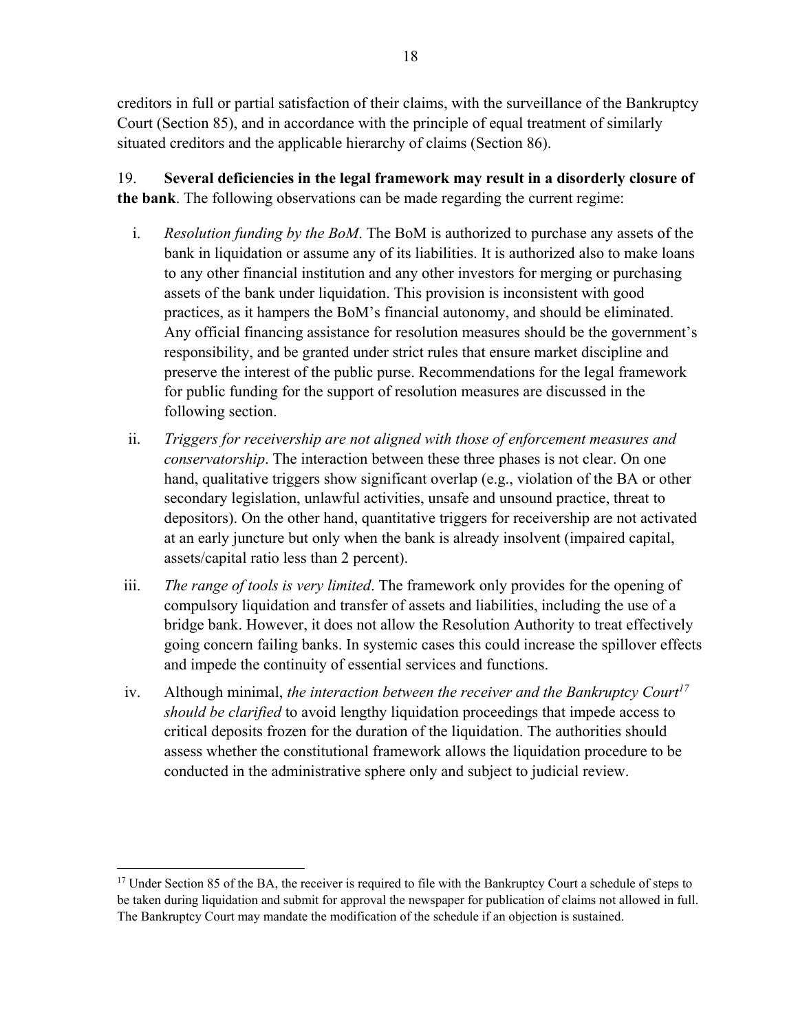creditors in full or partial satisfaction of their claims, with the surveillance of the Bankruptcy Court (Section 85), and in accordance with the principle of equal treatment of similarly situated creditors and the applicable hierarchy of claims (Section 86).

19. **Several deficiencies in the legal framework may result in a disorderly closure of the bank**. The following observations can be made regarding the current regime:

i. *Resolution funding by the BoM*. The BoM is authorized to purchase any assets of the bank in liquidation or assume any of its liabilities. It is authorized also to make loans to any other financial institution and any other investors for merging or purchasing assets of the bank under liquidation. This provision is inconsistent with good practices, as it hampers the BoM's financial autonomy, and should be eliminated. Any official financing assistance for resolution measures should be the government's responsibility, and be granted under strict rules that ensure market discipline and preserve the interest of the public purse. Recommendations for the legal framework for public funding for the support of resolution measures are discussed in the following section.

ii. *Triggers for receivership are not aligned with those of enforcement measures and conservatorship*. The interaction between these three phases is not clear. On one hand, qualitative triggers show significant overlap (e.g., violation of the BA or other secondary legislation, unlawful activities, unsafe and unsound practice, threat to depositors). On the other hand, quantitative triggers for receivership are not activated at an early juncture but only when the bank is already insolvent (impaired capital, assets/capital ratio less than 2 percent).

iii. *The range of tools is very limited*. The framework only provides for the opening of compulsory liquidation and transfer of assets and liabilities, including the use of a bridge bank. However, it does not allow the Resolution Authority to treat effectively going concern failing banks. In systemic cases this could increase the spillover effects and impede the continuity of essential services and functions.

iv. Although minimal, *the interaction between the receiver and the Bankruptcy Court*[17] *should be clarified* to avoid lengthy liquidation proceedings that impede access to critical deposits frozen for the duration of the liquidation. The authorities should assess whether the constitutional framework allows the liquidation procedure to be conducted in the administrative sphere only and subject to judicial review.

[17] Under Section 85 of the BA, the receiver is required to file with the Bankruptcy Court a schedule of steps to be taken during liquidation and submit for approval the newspaper for publication of claims not allowed in full. The Bankruptcy Court may mandate the modification of the schedule if an objection is sustained.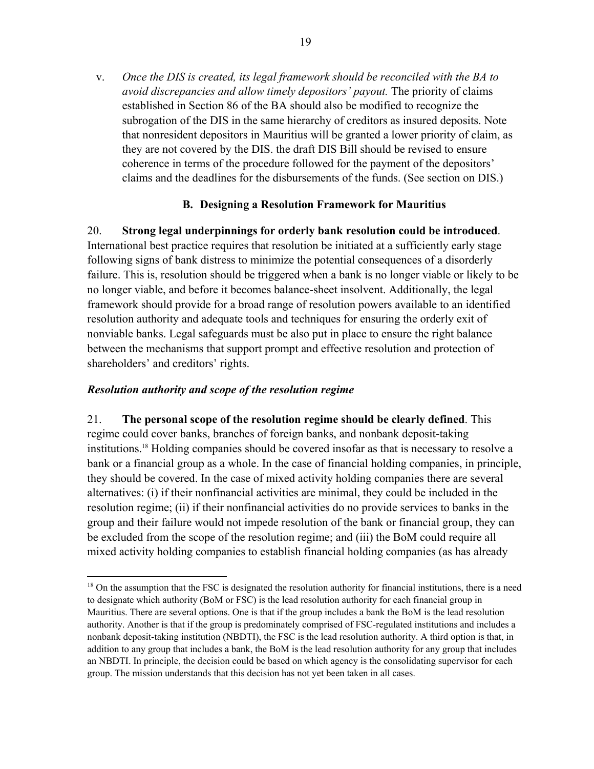v. *Once the DIS is created, its legal framework should be reconciled with the BA to avoid discrepancies and allow timely depositors' payout.* The priority of claims established in Section 86 of the BA should also be modified to recognize the subrogation of the DIS in the same hierarchy of creditors as insured deposits. Note that nonresident depositors in Mauritius will be granted a lower priority of claim, as they are not covered by the DIS. the draft DIS Bill should be revised to ensure coherence in terms of the procedure followed for the payment of the depositors' claims and the deadlines for the disbursements of the funds. (See section on DIS.)

### B. Designing a Resolution Framework for Mauritius

20. **Strong legal underpinnings for orderly bank resolution could be introduced**. International best practice requires that resolution be initiated at a sufficiently early stage following signs of bank distress to minimize the potential consequences of a disorderly failure. This is, resolution should be triggered when a bank is no longer viable or likely to be no longer viable, and before it becomes balance-sheet insolvent. Additionally, the legal framework should provide for a broad range of resolution powers available to an identified resolution authority and adequate tools and techniques for ensuring the orderly exit of nonviable banks. Legal safeguards must be also put in place to ensure the right balance between the mechanisms that support prompt and effective resolution and protection of shareholders' and creditors' rights.

#### *Resolution authority and scope of the resolution regime*

21. **The personal scope of the resolution regime should be clearly defined**. This regime could cover banks, branches of foreign banks, and nonbank deposit-taking institutions.[18] Holding companies should be covered insofar as that is necessary to resolve a bank or a financial group as a whole. In the case of financial holding companies, in principle, they should be covered. In the case of mixed activity holding companies there are several alternatives: (i) if their nonfinancial activities are minimal, they could be included in the resolution regime; (ii) if their nonfinancial activities do no provide services to banks in the group and their failure would not impede resolution of the bank or financial group, they can be excluded from the scope of the resolution regime; and (iii) the BoM could require all mixed activity holding companies to establish financial holding companies (as has already

[18] On the assumption that the FSC is designated the resolution authority for financial institutions, there is a need to designate which authority (BoM or FSC) is the lead resolution authority for each financial group in Mauritius. There are several options. One is that if the group includes a bank the BoM is the lead resolution authority. Another is that if the group is predominately comprised of FSC-regulated institutions and includes a nonbank deposit-taking institution (NBDTI), the FSC is the lead resolution authority. A third option is that, in addition to any group that includes a bank, the BoM is the lead resolution authority for any group that includes an NBDTI. In principle, the decision could be based on which agency is the consolidating supervisor for each group. The mission understands that this decision has not yet been taken in all cases.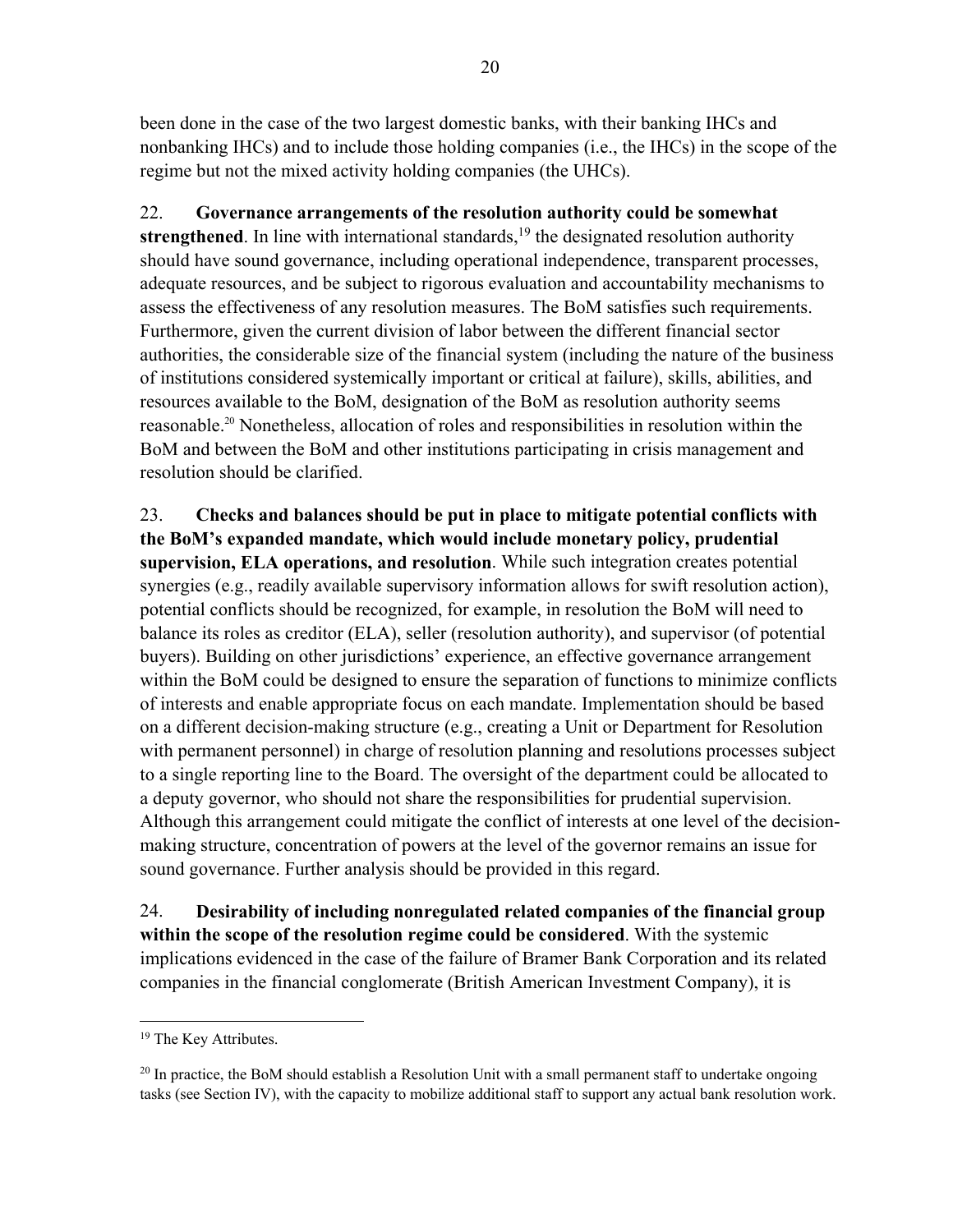been done in the case of the two largest domestic banks, with their banking IHCs and nonbanking IHCs) and to include those holding companies (i.e., the IHCs) in the scope of the regime but not the mixed activity holding companies (the UHCs).

22. **Governance arrangements of the resolution authority could be somewhat strengthened**. In line with international standards,[19] the designated resolution authority should have sound governance, including operational independence, transparent processes, adequate resources, and be subject to rigorous evaluation and accountability mechanisms to assess the effectiveness of any resolution measures. The BoM satisfies such requirements. Furthermore, given the current division of labor between the different financial sector authorities, the considerable size of the financial system (including the nature of the business of institutions considered systemically important or critical at failure), skills, abilities, and resources available to the BoM, designation of the BoM as resolution authority seems reasonable.[20] Nonetheless, allocation of roles and responsibilities in resolution within the BoM and between the BoM and other institutions participating in crisis management and resolution should be clarified.

23. **Checks and balances should be put in place to mitigate potential conflicts with the BoM's expanded mandate, which would include monetary policy, prudential supervision, ELA operations, and resolution**. While such integration creates potential synergies (e.g., readily available supervisory information allows for swift resolution action), potential conflicts should be recognized, for example, in resolution the BoM will need to balance its roles as creditor (ELA), seller (resolution authority), and supervisor (of potential buyers). Building on other jurisdictions' experience, an effective governance arrangement within the BoM could be designed to ensure the separation of functions to minimize conflicts of interests and enable appropriate focus on each mandate. Implementation should be based on a different decision-making structure (e.g., creating a Unit or Department for Resolution with permanent personnel) in charge of resolution planning and resolutions processes subject to a single reporting line to the Board. The oversight of the department could be allocated to a deputy governor, who should not share the responsibilities for prudential supervision. Although this arrangement could mitigate the conflict of interests at one level of the decision-making structure, concentration of powers at the level of the governor remains an issue for sound governance. Further analysis should be provided in this regard.

24. **Desirability of including nonregulated related companies of the financial group within the scope of the resolution regime could be considered**. With the systemic implications evidenced in the case of the failure of Bramer Bank Corporation and its related companies in the financial conglomerate (British American Investment Company), it is

[19] The Key Attributes.

[20] In practice, the BoM should establish a Resolution Unit with a small permanent staff to undertake ongoing tasks (see Section IV), with the capacity to mobilize additional staff to support any actual bank resolution work.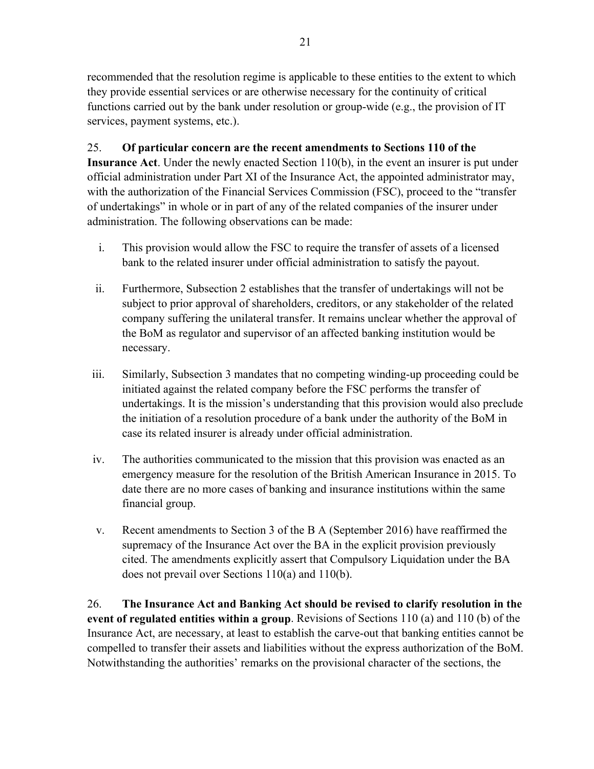recommended that the resolution regime is applicable to these entities to the extent to which they provide essential services or are otherwise necessary for the continuity of critical functions carried out by the bank under resolution or group-wide (e.g., the provision of IT services, payment systems, etc.).

25. **Of particular concern are the recent amendments to Sections 110 of the Insurance Act**. Under the newly enacted Section 110(b), in the event an insurer is put under official administration under Part XI of the Insurance Act, the appointed administrator may, with the authorization of the Financial Services Commission (FSC), proceed to the "transfer of undertakings" in whole or in part of any of the related companies of the insurer under administration. The following observations can be made:

i. This provision would allow the FSC to require the transfer of assets of a licensed bank to the related insurer under official administration to satisfy the payout.

ii. Furthermore, Subsection 2 establishes that the transfer of undertakings will not be subject to prior approval of shareholders, creditors, or any stakeholder of the related company suffering the unilateral transfer. It remains unclear whether the approval of the BoM as regulator and supervisor of an affected banking institution would be necessary.

iii. Similarly, Subsection 3 mandates that no competing winding-up proceeding could be initiated against the related company before the FSC performs the transfer of undertakings. It is the mission's understanding that this provision would also preclude the initiation of a resolution procedure of a bank under the authority of the BoM in case its related insurer is already under official administration.

iv. The authorities communicated to the mission that this provision was enacted as an emergency measure for the resolution of the British American Insurance in 2015. To date there are no more cases of banking and insurance institutions within the same financial group.

v. Recent amendments to Section 3 of the B A (September 2016) have reaffirmed the supremacy of the Insurance Act over the BA in the explicit provision previously cited. The amendments explicitly assert that Compulsory Liquidation under the BA does not prevail over Sections 110(a) and 110(b).

26. **The Insurance Act and Banking Act should be revised to clarify resolution in the event of regulated entities within a group**. Revisions of Sections 110 (a) and 110 (b) of the Insurance Act, are necessary, at least to establish the carve-out that banking entities cannot be compelled to transfer their assets and liabilities without the express authorization of the BoM. Notwithstanding the authorities' remarks on the provisional character of the sections, the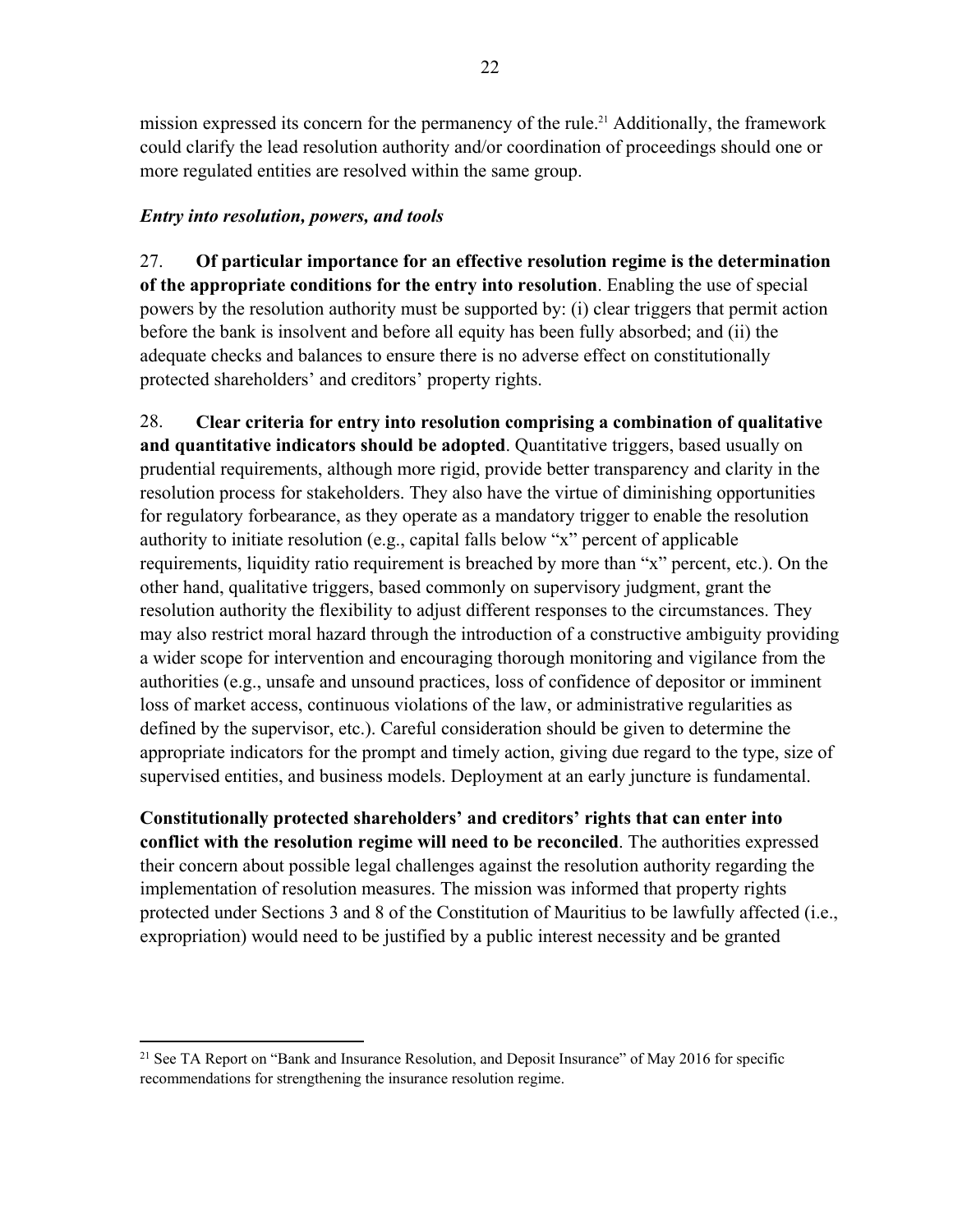mission expressed its concern for the permanency of the rule.[21] Additionally, the framework could clarify the lead resolution authority and/or coordination of proceedings should one or more regulated entities are resolved within the same group.

### *Entry into resolution, powers, and tools*

27. **Of particular importance for an effective resolution regime is the determination of the appropriate conditions for the entry into resolution**. Enabling the use of special powers by the resolution authority must be supported by: (i) clear triggers that permit action before the bank is insolvent and before all equity has been fully absorbed; and (ii) the adequate checks and balances to ensure there is no adverse effect on constitutionally protected shareholders' and creditors' property rights.

28. **Clear criteria for entry into resolution comprising a combination of qualitative and quantitative indicators should be adopted**. Quantitative triggers, based usually on prudential requirements, although more rigid, provide better transparency and clarity in the resolution process for stakeholders. They also have the virtue of diminishing opportunities for regulatory forbearance, as they operate as a mandatory trigger to enable the resolution authority to initiate resolution (e.g., capital falls below "x" percent of applicable requirements, liquidity ratio requirement is breached by more than "x" percent, etc.). On the other hand, qualitative triggers, based commonly on supervisory judgment, grant the resolution authority the flexibility to adjust different responses to the circumstances. They may also restrict moral hazard through the introduction of a constructive ambiguity providing a wider scope for intervention and encouraging thorough monitoring and vigilance from the authorities (e.g., unsafe and unsound practices, loss of confidence of depositor or imminent loss of market access, continuous violations of the law, or administrative regularities as defined by the supervisor, etc.). Careful consideration should be given to determine the appropriate indicators for the prompt and timely action, giving due regard to the type, size of supervised entities, and business models. Deployment at an early juncture is fundamental.

**Constitutionally protected shareholders' and creditors' rights that can enter into conflict with the resolution regime will need to be reconciled**. The authorities expressed their concern about possible legal challenges against the resolution authority regarding the implementation of resolution measures. The mission was informed that property rights protected under Sections 3 and 8 of the Constitution of Mauritius to be lawfully affected (i.e., expropriation) would need to be justified by a public interest necessity and be granted

---

[21] See TA Report on "Bank and Insurance Resolution, and Deposit Insurance" of May 2016 for specific recommendations for strengthening the insurance resolution regime.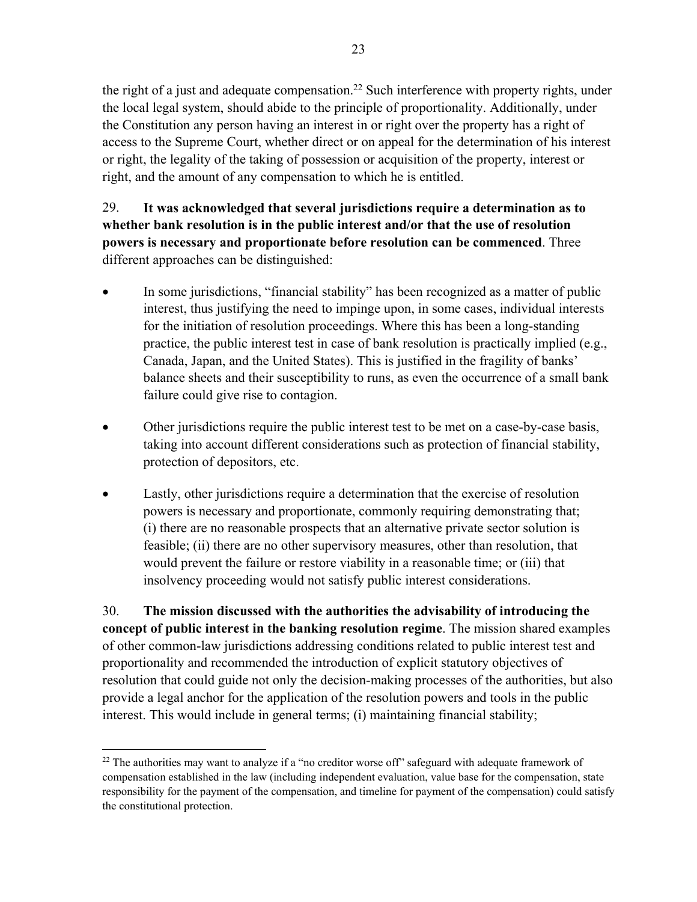the right of a just and adequate compensation.[22] Such interference with property rights, under the local legal system, should abide to the principle of proportionality. Additionally, under the Constitution any person having an interest in or right over the property has a right of access to the Supreme Court, whether direct or on appeal for the determination of his interest or right, the legality of the taking of possession or acquisition of the property, interest or right, and the amount of any compensation to which he is entitled.

29. **It was acknowledged that several jurisdictions require a determination as to whether bank resolution is in the public interest and/or that the use of resolution powers is necessary and proportionate before resolution can be commenced**. Three different approaches can be distinguished:

- In some jurisdictions, "financial stability" has been recognized as a matter of public interest, thus justifying the need to impinge upon, in some cases, individual interests for the initiation of resolution proceedings. Where this has been a long-standing practice, the public interest test in case of bank resolution is practically implied (e.g., Canada, Japan, and the United States). This is justified in the fragility of banks' balance sheets and their susceptibility to runs, as even the occurrence of a small bank failure could give rise to contagion.
- Other jurisdictions require the public interest test to be met on a case-by-case basis, taking into account different considerations such as protection of financial stability, protection of depositors, etc.
- Lastly, other jurisdictions require a determination that the exercise of resolution powers is necessary and proportionate, commonly requiring demonstrating that; (i) there are no reasonable prospects that an alternative private sector solution is feasible; (ii) there are no other supervisory measures, other than resolution, that would prevent the failure or restore viability in a reasonable time; or (iii) that insolvency proceeding would not satisfy public interest considerations.

30. **The mission discussed with the authorities the advisability of introducing the concept of public interest in the banking resolution regime**. The mission shared examples of other common-law jurisdictions addressing conditions related to public interest test and proportionality and recommended the introduction of explicit statutory objectives of resolution that could guide not only the decision-making processes of the authorities, but also provide a legal anchor for the application of the resolution powers and tools in the public interest. This would include in general terms; (i) maintaining financial stability;

[22] The authorities may want to analyze if a "no creditor worse off" safeguard with adequate framework of compensation established in the law (including independent evaluation, value base for the compensation, state responsibility for the payment of the compensation, and timeline for payment of the compensation) could satisfy the constitutional protection.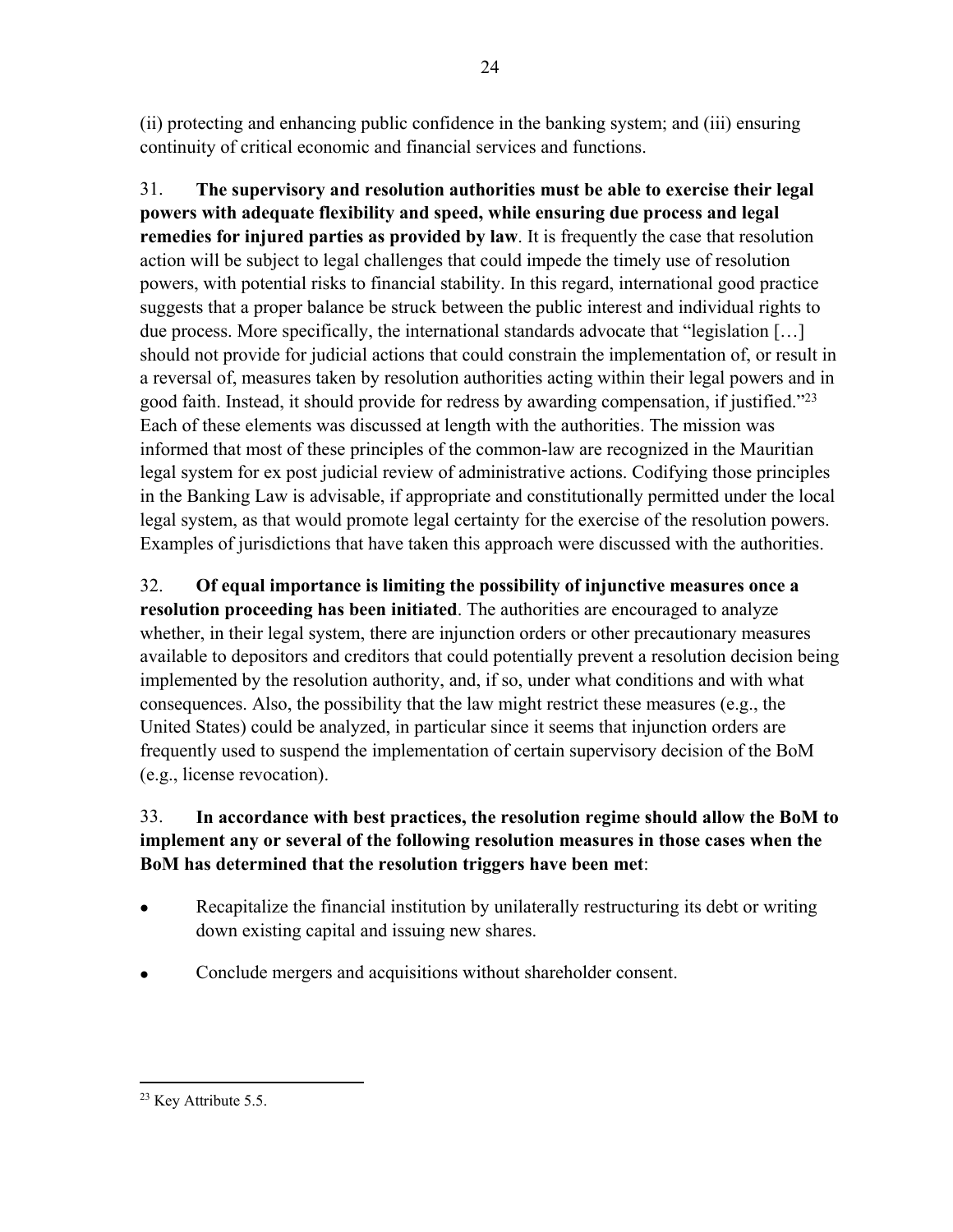(ii) protecting and enhancing public confidence in the banking system; and (iii) ensuring continuity of critical economic and financial services and functions.

31. **The supervisory and resolution authorities must be able to exercise their legal powers with adequate flexibility and speed, while ensuring due process and legal remedies for injured parties as provided by law**. It is frequently the case that resolution action will be subject to legal challenges that could impede the timely use of resolution powers, with potential risks to financial stability. In this regard, international good practice suggests that a proper balance be struck between the public interest and individual rights to due process. More specifically, the international standards advocate that "legislation […] should not provide for judicial actions that could constrain the implementation of, or result in a reversal of, measures taken by resolution authorities acting within their legal powers and in good faith. Instead, it should provide for redress by awarding compensation, if justified."[23] Each of these elements was discussed at length with the authorities. The mission was informed that most of these principles of the common-law are recognized in the Mauritian legal system for ex post judicial review of administrative actions. Codifying those principles in the Banking Law is advisable, if appropriate and constitutionally permitted under the local legal system, as that would promote legal certainty for the exercise of the resolution powers. Examples of jurisdictions that have taken this approach were discussed with the authorities.

32. **Of equal importance is limiting the possibility of injunctive measures once a resolution proceeding has been initiated**. The authorities are encouraged to analyze whether, in their legal system, there are injunction orders or other precautionary measures available to depositors and creditors that could potentially prevent a resolution decision being implemented by the resolution authority, and, if so, under what conditions and with what consequences. Also, the possibility that the law might restrict these measures (e.g., the United States) could be analyzed, in particular since it seems that injunction orders are frequently used to suspend the implementation of certain supervisory decision of the BoM (e.g., license revocation).

33. **In accordance with best practices, the resolution regime should allow the BoM to implement any or several of the following resolution measures in those cases when the BoM has determined that the resolution triggers have been met**:

- Recapitalize the financial institution by unilaterally restructuring its debt or writing down existing capital and issuing new shares.
- Conclude mergers and acquisitions without shareholder consent.

---

[23] Key Attribute 5.5.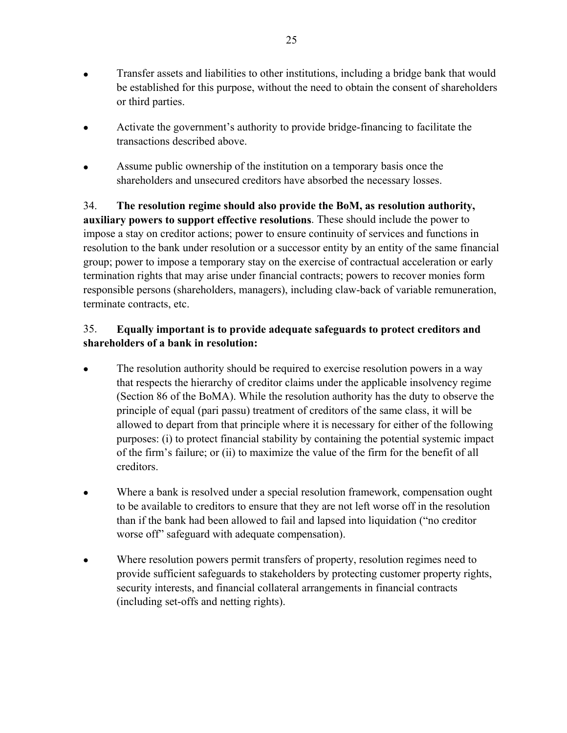- Transfer assets and liabilities to other institutions, including a bridge bank that would be established for this purpose, without the need to obtain the consent of shareholders or third parties.
- Activate the government's authority to provide bridge-financing to facilitate the transactions described above.
- Assume public ownership of the institution on a temporary basis once the shareholders and unsecured creditors have absorbed the necessary losses.

34. **The resolution regime should also provide the BoM, as resolution authority, auxiliary powers to support effective resolutions**. These should include the power to impose a stay on creditor actions; power to ensure continuity of services and functions in resolution to the bank under resolution or a successor entity by an entity of the same financial group; power to impose a temporary stay on the exercise of contractual acceleration or early termination rights that may arise under financial contracts; powers to recover monies form responsible persons (shareholders, managers), including claw-back of variable remuneration, terminate contracts, etc.

35. **Equally important is to provide adequate safeguards to protect creditors and shareholders of a bank in resolution:**

- The resolution authority should be required to exercise resolution powers in a way that respects the hierarchy of creditor claims under the applicable insolvency regime (Section 86 of the BoMA). While the resolution authority has the duty to observe the principle of equal (pari passu) treatment of creditors of the same class, it will be allowed to depart from that principle where it is necessary for either of the following purposes: (i) to protect financial stability by containing the potential systemic impact of the firm's failure; or (ii) to maximize the value of the firm for the benefit of all creditors.
- Where a bank is resolved under a special resolution framework, compensation ought to be available to creditors to ensure that they are not left worse off in the resolution than if the bank had been allowed to fail and lapsed into liquidation ("no creditor worse off" safeguard with adequate compensation).
- Where resolution powers permit transfers of property, resolution regimes need to provide sufficient safeguards to stakeholders by protecting customer property rights, security interests, and financial collateral arrangements in financial contracts (including set-offs and netting rights).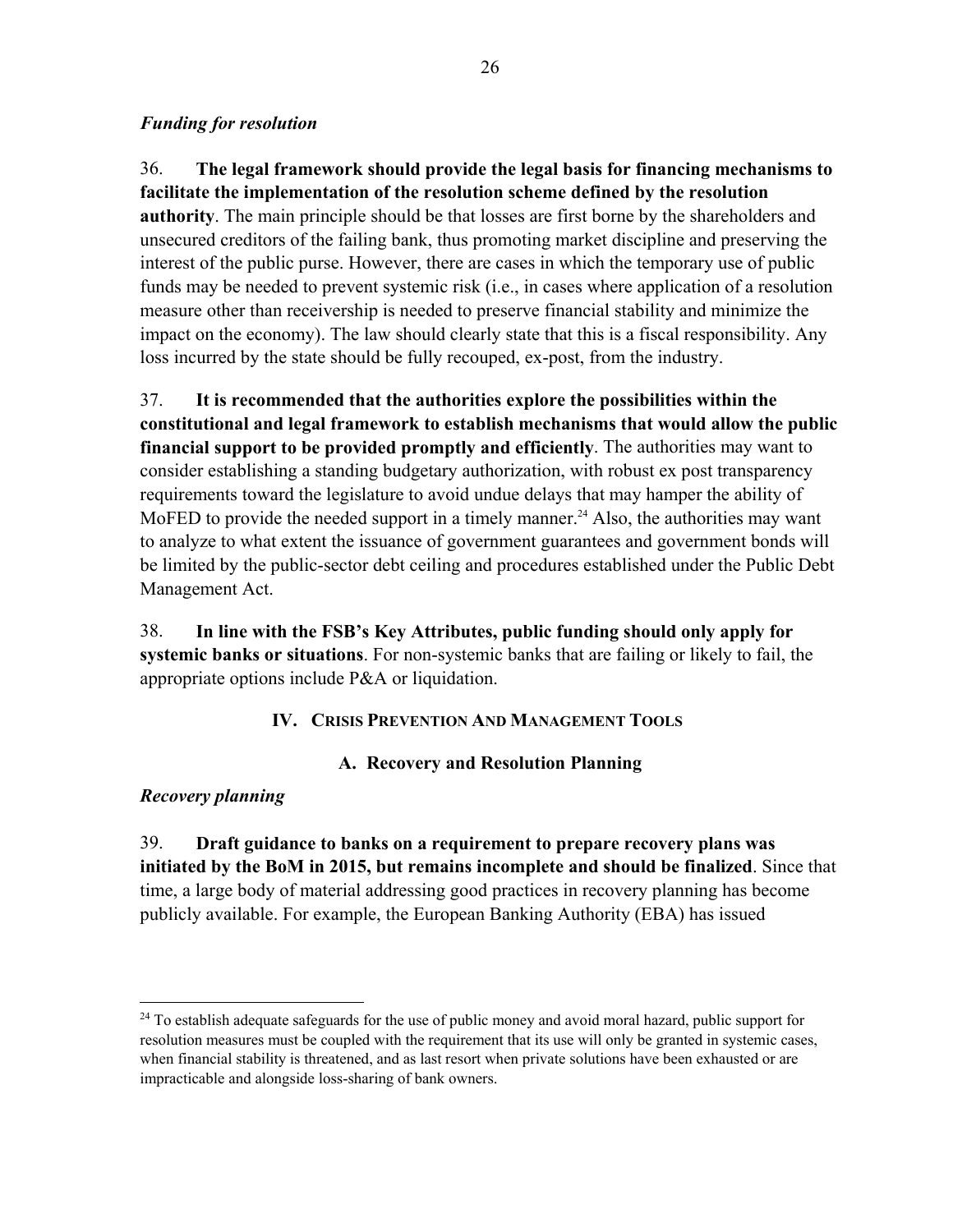### *Funding for resolution*

36. **The legal framework should provide the legal basis for financing mechanisms to facilitate the implementation of the resolution scheme defined by the resolution authority**. The main principle should be that losses are first borne by the shareholders and unsecured creditors of the failing bank, thus promoting market discipline and preserving the interest of the public purse. However, there are cases in which the temporary use of public funds may be needed to prevent systemic risk (i.e., in cases where application of a resolution measure other than receivership is needed to preserve financial stability and minimize the impact on the economy). The law should clearly state that this is a fiscal responsibility. Any loss incurred by the state should be fully recouped, ex-post, from the industry.

37. **It is recommended that the authorities explore the possibilities within the constitutional and legal framework to establish mechanisms that would allow the public financial support to be provided promptly and efficiently**. The authorities may want to consider establishing a standing budgetary authorization, with robust ex post transparency requirements toward the legislature to avoid undue delays that may hamper the ability of MoFED to provide the needed support in a timely manner.[24] Also, the authorities may want to analyze to what extent the issuance of government guarantees and government bonds will be limited by the public-sector debt ceiling and procedures established under the Public Debt Management Act.

38. **In line with the FSB's Key Attributes, public funding should only apply for systemic banks or situations**. For non-systemic banks that are failing or likely to fail, the appropriate options include P&A or liquidation.

## IV. Crisis Prevention And Management Tools

### A. Recovery and Resolution Planning

### *Recovery planning*

39. **Draft guidance to banks on a requirement to prepare recovery plans was initiated by the BoM in 2015, but remains incomplete and should be finalized**. Since that time, a large body of material addressing good practices in recovery planning has become publicly available. For example, the European Banking Authority (EBA) has issued

[24] To establish adequate safeguards for the use of public money and avoid moral hazard, public support for resolution measures must be coupled with the requirement that its use will only be granted in systemic cases, when financial stability is threatened, and as last resort when private solutions have been exhausted or are impracticable and alongside loss-sharing of bank owners.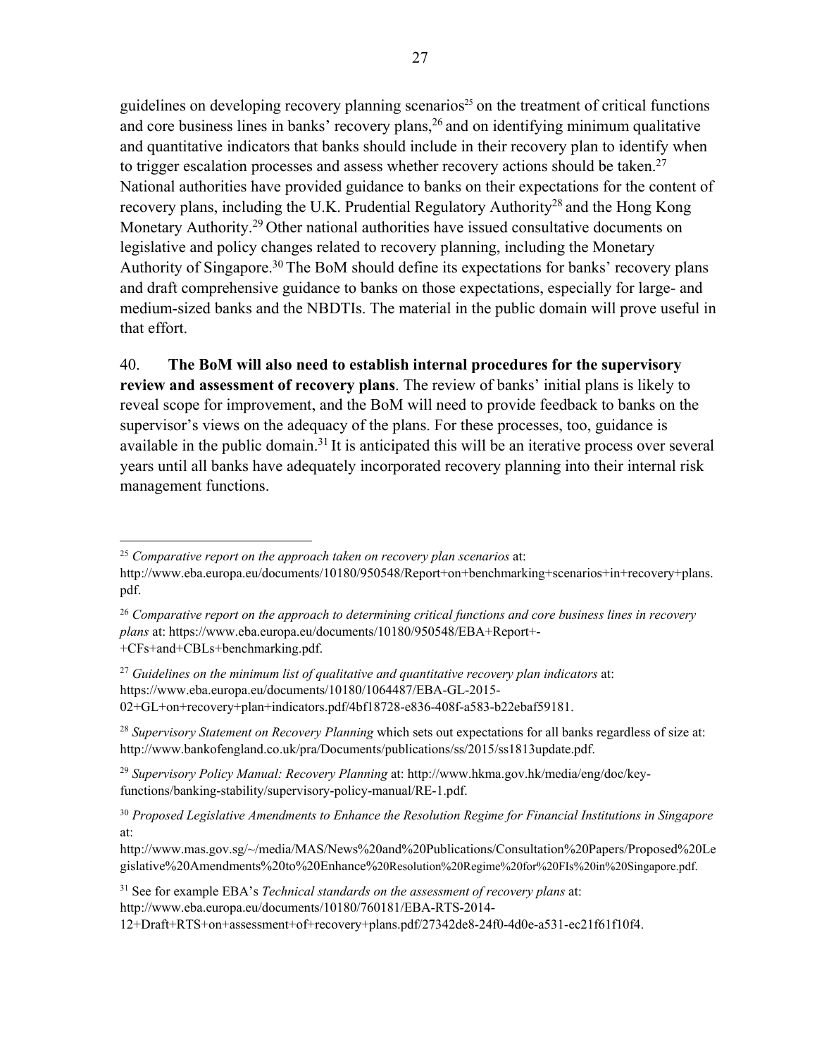guidelines on developing recovery planning scenarios[25] on the treatment of critical functions and core business lines in banks' recovery plans,[26] and on identifying minimum qualitative and quantitative indicators that banks should include in their recovery plan to identify when to trigger escalation processes and assess whether recovery actions should be taken.[27] National authorities have provided guidance to banks on their expectations for the content of recovery plans, including the U.K. Prudential Regulatory Authority[28] and the Hong Kong Monetary Authority.[29] Other national authorities have issued consultative documents on legislative and policy changes related to recovery planning, including the Monetary Authority of Singapore.[30] The BoM should define its expectations for banks' recovery plans and draft comprehensive guidance to banks on those expectations, especially for large- and medium-sized banks and the NBDTIs. The material in the public domain will prove useful in that effort.

40. **The BoM will also need to establish internal procedures for the supervisory review and assessment of recovery plans**. The review of banks' initial plans is likely to reveal scope for improvement, and the BoM will need to provide feedback to banks on the supervisor's views on the adequacy of the plans. For these processes, too, guidance is available in the public domain.[31] It is anticipated this will be an iterative process over several years until all banks have adequately incorporated recovery planning into their internal risk management functions.

---

[25] *Comparative report on the approach taken on recovery plan scenarios* at: http://www.eba.europa.eu/documents/10180/950548/Report+on+benchmarking+scenarios+in+recovery+plans.pdf.

[26] *Comparative report on the approach to determining critical functions and core business lines in recovery plans* at: https://www.eba.europa.eu/documents/10180/950548/EBA+Report+-+CFs+and+CBLs+benchmarking.pdf.

[27] *Guidelines on the minimum list of qualitative and quantitative recovery plan indicators* at: https://www.eba.europa.eu/documents/10180/1064487/EBA-GL-2015-02+GL+on+recovery+plan+indicators.pdf/4bf18728-e836-408f-a583-b22ebaf59181.

[28] *Supervisory Statement on Recovery Planning* which sets out expectations for all banks regardless of size at: http://www.bankofengland.co.uk/pra/Documents/publications/ss/2015/ss1813update.pdf.

[29] *Supervisory Policy Manual: Recovery Planning* at: http://www.hkma.gov.hk/media/eng/doc/key-functions/banking-stability/supervisory-policy-manual/RE-1.pdf.

[30] *Proposed Legislative Amendments to Enhance the Resolution Regime for Financial Institutions in Singapore* at: http://www.mas.gov.sg/~/media/MAS/News%20and%20Publications/Consultation%20Papers/Proposed%20Legislative%20Amendments%20to%20Enhance%20Resolution%20Regime%20for%20FIs%20in%20Singapore.pdf.

[31] See for example EBA's *Technical standards on the assessment of recovery plans* at: http://www.eba.europa.eu/documents/10180/760181/EBA-RTS-2014-12+Draft+RTS+on+assessment+of+recovery+plans.pdf/27342de8-24f0-4d0e-a531-ec21f61f10f4.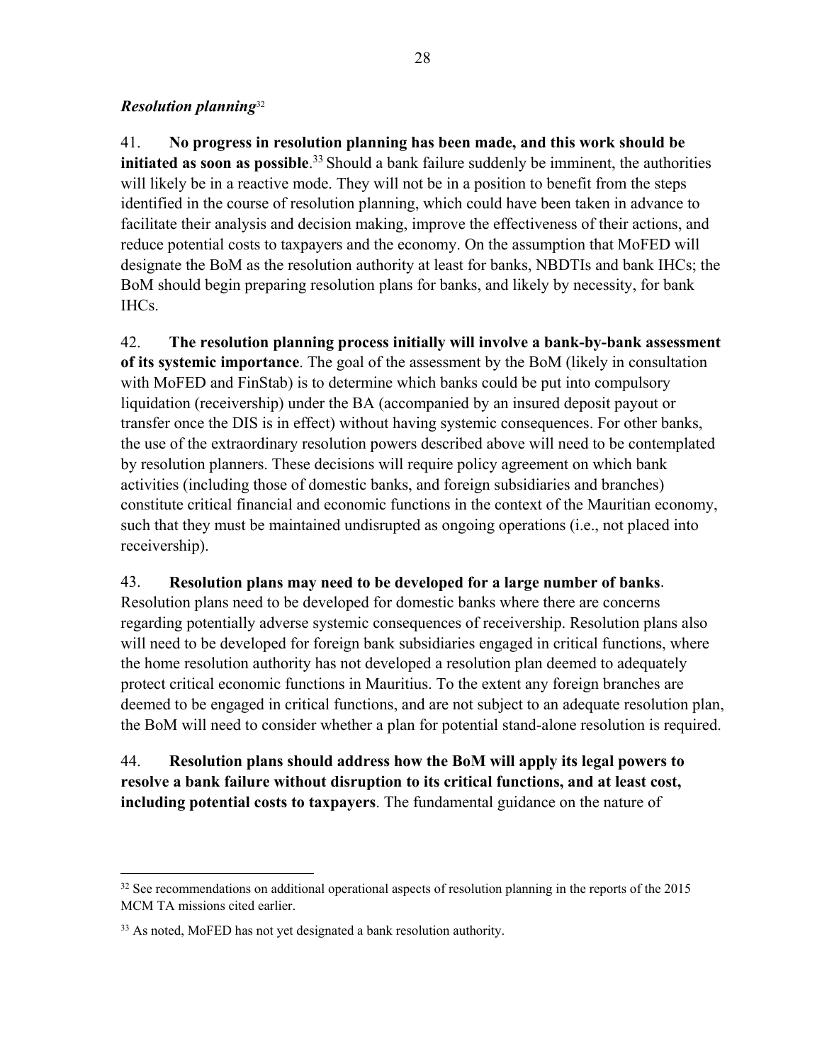### *Resolution planning*[32]

41. **No progress in resolution planning has been made, and this work should be initiated as soon as possible**.[33] Should a bank failure suddenly be imminent, the authorities will likely be in a reactive mode. They will not be in a position to benefit from the steps identified in the course of resolution planning, which could have been taken in advance to facilitate their analysis and decision making, improve the effectiveness of their actions, and reduce potential costs to taxpayers and the economy. On the assumption that MoFED will designate the BoM as the resolution authority at least for banks, NBDTIs and bank IHCs; the BoM should begin preparing resolution plans for banks, and likely by necessity, for bank IHCs.

42. **The resolution planning process initially will involve a bank-by-bank assessment of its systemic importance**. The goal of the assessment by the BoM (likely in consultation with MoFED and FinStab) is to determine which banks could be put into compulsory liquidation (receivership) under the BA (accompanied by an insured deposit payout or transfer once the DIS is in effect) without having systemic consequences. For other banks, the use of the extraordinary resolution powers described above will need to be contemplated by resolution planners. These decisions will require policy agreement on which bank activities (including those of domestic banks, and foreign subsidiaries and branches) constitute critical financial and economic functions in the context of the Mauritian economy, such that they must be maintained undisrupted as ongoing operations (i.e., not placed into receivership).

43. **Resolution plans may need to be developed for a large number of banks**. Resolution plans need to be developed for domestic banks where there are concerns regarding potentially adverse systemic consequences of receivership. Resolution plans also will need to be developed for foreign bank subsidiaries engaged in critical functions, where the home resolution authority has not developed a resolution plan deemed to adequately protect critical economic functions in Mauritius. To the extent any foreign branches are deemed to be engaged in critical functions, and are not subject to an adequate resolution plan, the BoM will need to consider whether a plan for potential stand-alone resolution is required.

44. **Resolution plans should address how the BoM will apply its legal powers to resolve a bank failure without disruption to its critical functions, and at least cost, including potential costs to taxpayers**. The fundamental guidance on the nature of

---

[32] See recommendations on additional operational aspects of resolution planning in the reports of the 2015 MCM TA missions cited earlier.

[33] As noted, MoFED has not yet designated a bank resolution authority.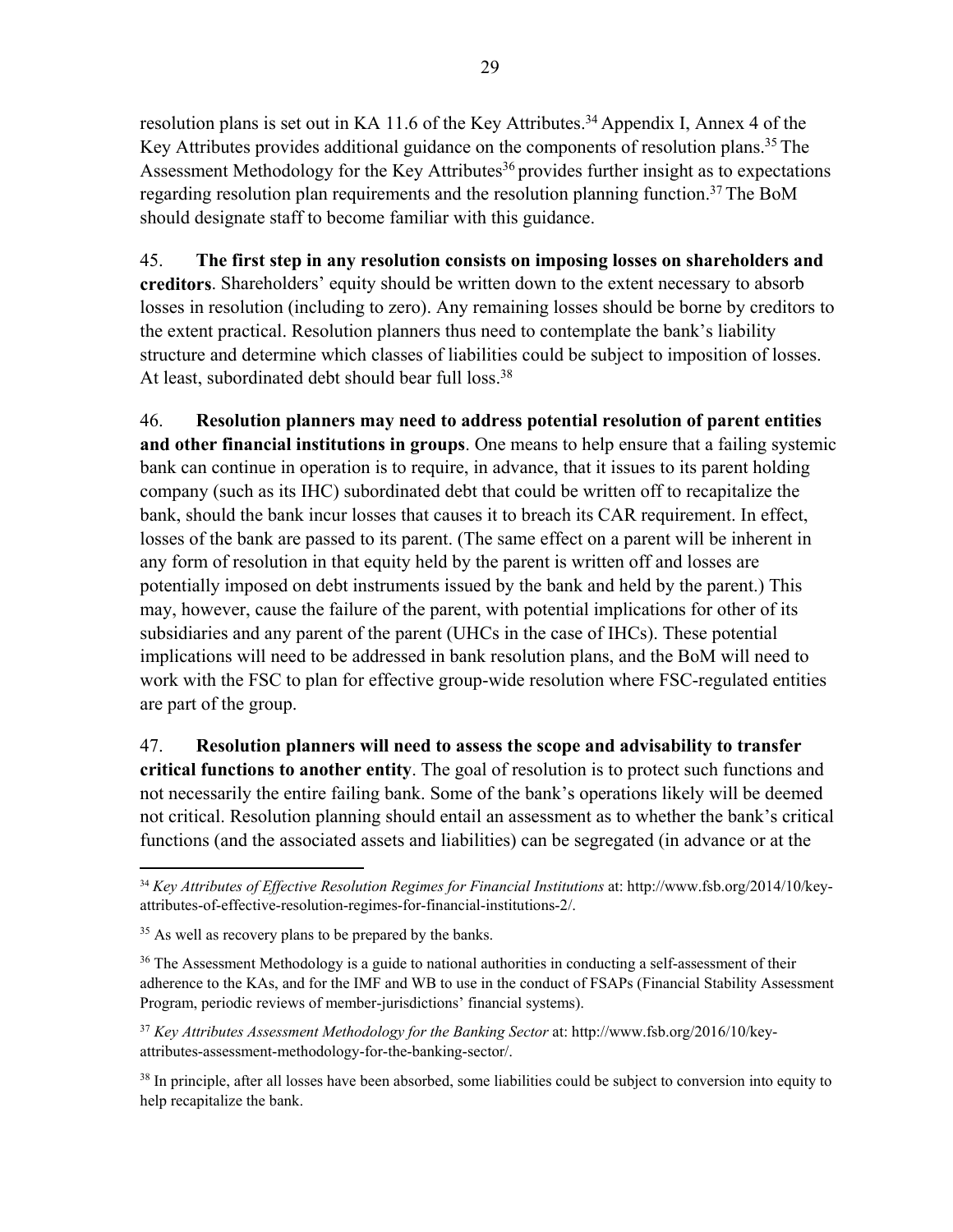resolution plans is set out in KA 11.6 of the Key Attributes.[34] Appendix I, Annex 4 of the Key Attributes provides additional guidance on the components of resolution plans.[35] The Assessment Methodology for the Key Attributes[36] provides further insight as to expectations regarding resolution plan requirements and the resolution planning function.[37] The BoM should designate staff to become familiar with this guidance.

45. **The first step in any resolution consists on imposing losses on shareholders and creditors**. Shareholders' equity should be written down to the extent necessary to absorb losses in resolution (including to zero). Any remaining losses should be borne by creditors to the extent practical. Resolution planners thus need to contemplate the bank's liability structure and determine which classes of liabilities could be subject to imposition of losses. At least, subordinated debt should bear full loss.[38]

46. **Resolution planners may need to address potential resolution of parent entities and other financial institutions in groups**. One means to help ensure that a failing systemic bank can continue in operation is to require, in advance, that it issues to its parent holding company (such as its IHC) subordinated debt that could be written off to recapitalize the bank, should the bank incur losses that causes it to breach its CAR requirement. In effect, losses of the bank are passed to its parent. (The same effect on a parent will be inherent in any form of resolution in that equity held by the parent is written off and losses are potentially imposed on debt instruments issued by the bank and held by the parent.) This may, however, cause the failure of the parent, with potential implications for other of its subsidiaries and any parent of the parent (UHCs in the case of IHCs). These potential implications will need to be addressed in bank resolution plans, and the BoM will need to work with the FSC to plan for effective group-wide resolution where FSC-regulated entities are part of the group.

47. **Resolution planners will need to assess the scope and advisability to transfer critical functions to another entity**. The goal of resolution is to protect such functions and not necessarily the entire failing bank. Some of the bank's operations likely will be deemed not critical. Resolution planning should entail an assessment as to whether the bank's critical functions (and the associated assets and liabilities) can be segregated (in advance or at the

---

[34] *Key Attributes of Effective Resolution Regimes for Financial Institutions* at: http://www.fsb.org/2014/10/key-attributes-of-effective-resolution-regimes-for-financial-institutions-2/.

[35] As well as recovery plans to be prepared by the banks.

[36] The Assessment Methodology is a guide to national authorities in conducting a self-assessment of their adherence to the KAs, and for the IMF and WB to use in the conduct of FSAPs (Financial Stability Assessment Program, periodic reviews of member-jurisdictions' financial systems).

[37] *Key Attributes Assessment Methodology for the Banking Sector* at: http://www.fsb.org/2016/10/key-attributes-assessment-methodology-for-the-banking-sector/.

[38] In principle, after all losses have been absorbed, some liabilities could be subject to conversion into equity to help recapitalize the bank.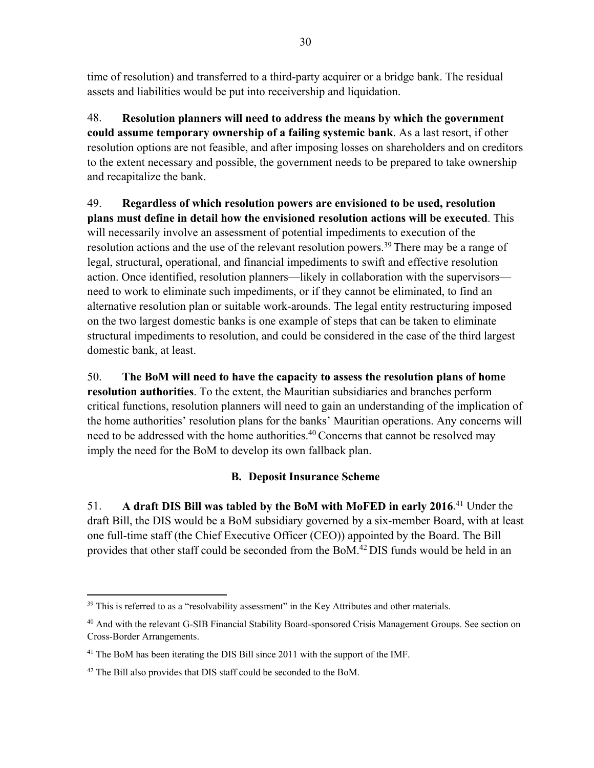time of resolution) and transferred to a third-party acquirer or a bridge bank. The residual assets and liabilities would be put into receivership and liquidation.

48. **Resolution planners will need to address the means by which the government could assume temporary ownership of a failing systemic bank**. As a last resort, if other resolution options are not feasible, and after imposing losses on shareholders and on creditors to the extent necessary and possible, the government needs to be prepared to take ownership and recapitalize the bank.

49. **Regardless of which resolution powers are envisioned to be used, resolution plans must define in detail how the envisioned resolution actions will be executed**. This will necessarily involve an assessment of potential impediments to execution of the resolution actions and the use of the relevant resolution powers.[39] There may be a range of legal, structural, operational, and financial impediments to swift and effective resolution action. Once identified, resolution planners—likely in collaboration with the supervisors—need to work to eliminate such impediments, or if they cannot be eliminated, to find an alternative resolution plan or suitable work-arounds. The legal entity restructuring imposed on the two largest domestic banks is one example of steps that can be taken to eliminate structural impediments to resolution, and could be considered in the case of the third largest domestic bank, at least.

50. **The BoM will need to have the capacity to assess the resolution plans of home resolution authorities**. To the extent, the Mauritian subsidiaries and branches perform critical functions, resolution planners will need to gain an understanding of the implication of the home authorities' resolution plans for the banks' Mauritian operations. Any concerns will need to be addressed with the home authorities.[40] Concerns that cannot be resolved may imply the need for the BoM to develop its own fallback plan.

## B. Deposit Insurance Scheme

51. **A draft DIS Bill was tabled by the BoM with MoFED in early 2016**.[41] Under the draft Bill, the DIS would be a BoM subsidiary governed by a six-member Board, with at least one full-time staff (the Chief Executive Officer (CEO)) appointed by the Board. The Bill provides that other staff could be seconded from the BoM.[42] DIS funds would be held in an

---

[39] This is referred to as a "resolvability assessment" in the Key Attributes and other materials.

[40] And with the relevant G-SIB Financial Stability Board-sponsored Crisis Management Groups. See section on Cross-Border Arrangements.

[41] The BoM has been iterating the DIS Bill since 2011 with the support of the IMF.

[42] The Bill also provides that DIS staff could be seconded to the BoM.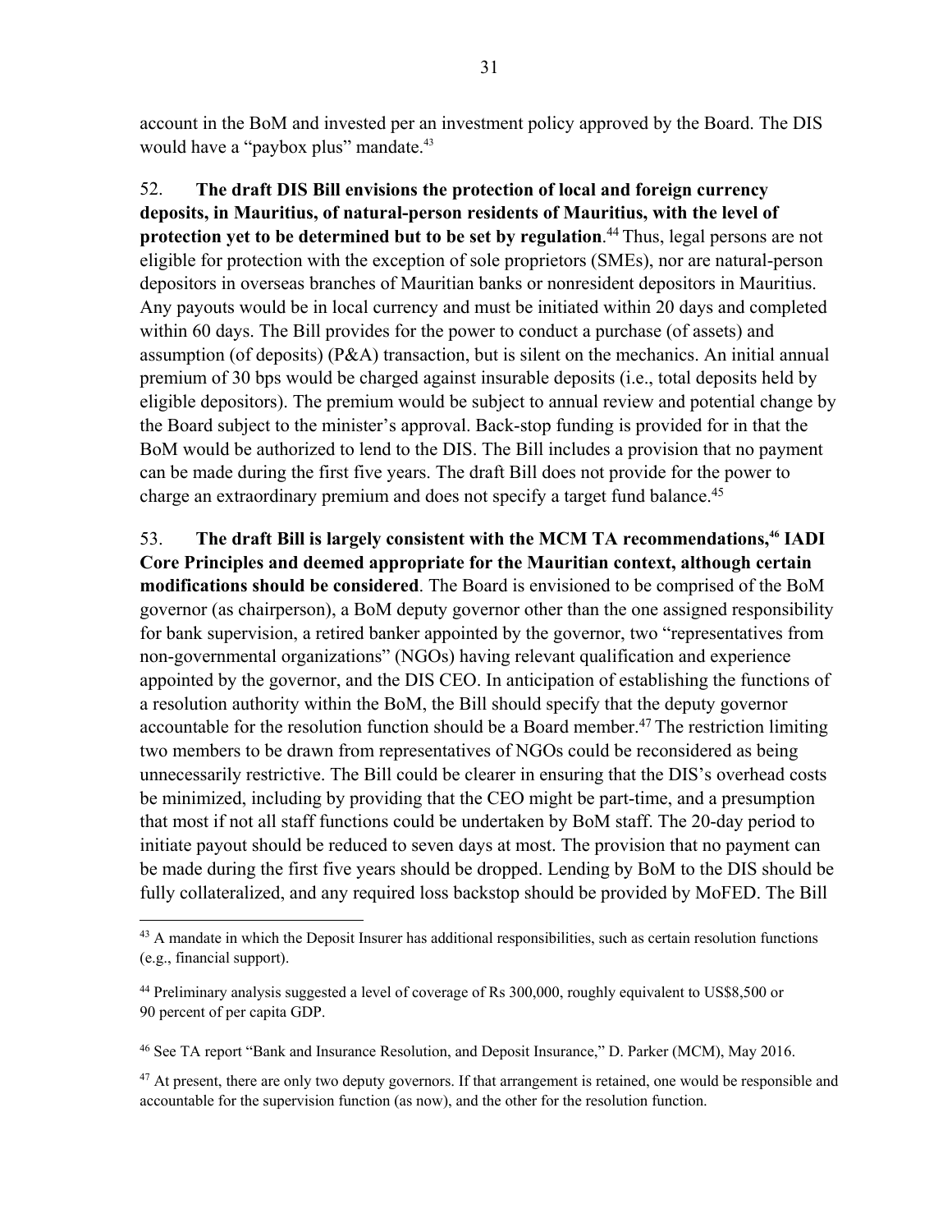account in the BoM and invested per an investment policy approved by the Board. The DIS would have a "paybox plus" mandate.[43]

52. **The draft DIS Bill envisions the protection of local and foreign currency deposits, in Mauritius, of natural-person residents of Mauritius, with the level of protection yet to be determined but to be set by regulation**.[44] Thus, legal persons are not eligible for protection with the exception of sole proprietors (SMEs), nor are natural-person depositors in overseas branches of Mauritian banks or nonresident depositors in Mauritius. Any payouts would be in local currency and must be initiated within 20 days and completed within 60 days. The Bill provides for the power to conduct a purchase (of assets) and assumption (of deposits) (P&A) transaction, but is silent on the mechanics. An initial annual premium of 30 bps would be charged against insurable deposits (i.e., total deposits held by eligible depositors). The premium would be subject to annual review and potential change by the Board subject to the minister's approval. Back-stop funding is provided for in that the BoM would be authorized to lend to the DIS. The Bill includes a provision that no payment can be made during the first five years. The draft Bill does not provide for the power to charge an extraordinary premium and does not specify a target fund balance.[45]

53. **The draft Bill is largely consistent with the MCM TA recommendations,[46] IADI Core Principles and deemed appropriate for the Mauritian context, although certain modifications should be considered**. The Board is envisioned to be comprised of the BoM governor (as chairperson), a BoM deputy governor other than the one assigned responsibility for bank supervision, a retired banker appointed by the governor, two "representatives from non-governmental organizations" (NGOs) having relevant qualification and experience appointed by the governor, and the DIS CEO. In anticipation of establishing the functions of a resolution authority within the BoM, the Bill should specify that the deputy governor accountable for the resolution function should be a Board member.[47] The restriction limiting two members to be drawn from representatives of NGOs could be reconsidered as being unnecessarily restrictive. The Bill could be clearer in ensuring that the DIS's overhead costs be minimized, including by providing that the CEO might be part-time, and a presumption that most if not all staff functions could be undertaken by BoM staff. The 20-day period to initiate payout should be reduced to seven days at most. The provision that no payment can be made during the first five years should be dropped. Lending by BoM to the DIS should be fully collateralized, and any required loss backstop should be provided by MoFED. The Bill

---

[43] A mandate in which the Deposit Insurer has additional responsibilities, such as certain resolution functions (e.g., financial support).

[44] Preliminary analysis suggested a level of coverage of Rs 300,000, roughly equivalent to US$8,500 or 90 percent of per capita GDP.

[46] See TA report "Bank and Insurance Resolution, and Deposit Insurance," D. Parker (MCM), May 2016.

[47] At present, there are only two deputy governors. If that arrangement is retained, one would be responsible and accountable for the supervision function (as now), and the other for the resolution function.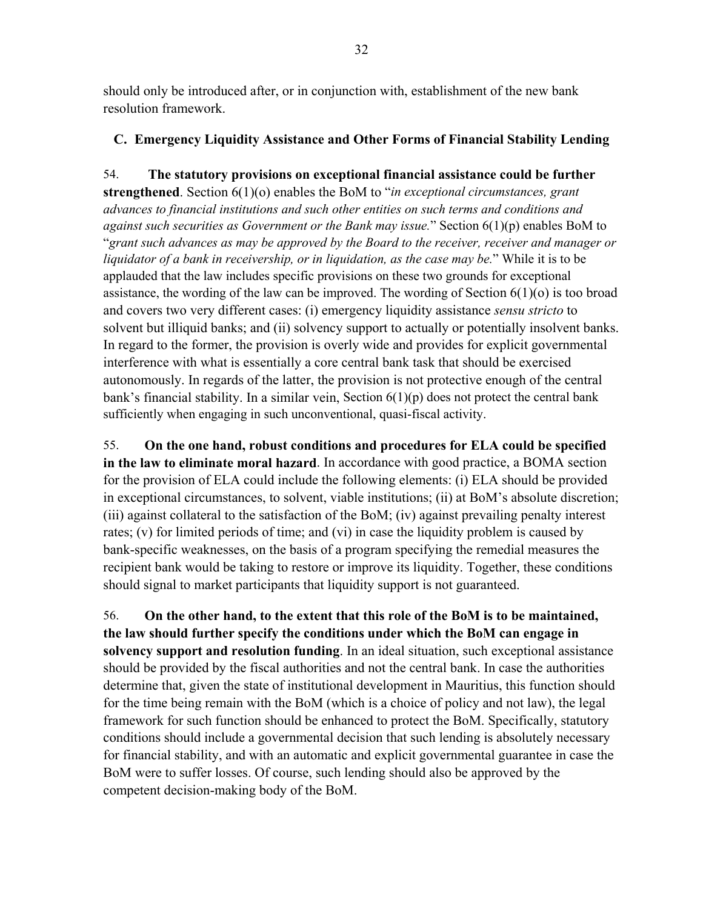should only be introduced after, or in conjunction with, establishment of the new bank resolution framework.

## C. Emergency Liquidity Assistance and Other Forms of Financial Stability Lending

54. **The statutory provisions on exceptional financial assistance could be further strengthened**. Section 6(1)(o) enables the BoM to "*in exceptional circumstances, grant advances to financial institutions and such other entities on such terms and conditions and against such securities as Government or the Bank may issue.*" Section 6(1)(p) enables BoM to "*grant such advances as may be approved by the Board to the receiver, receiver and manager or liquidator of a bank in receivership, or in liquidation, as the case may be.*" While it is to be applauded that the law includes specific provisions on these two grounds for exceptional assistance, the wording of the law can be improved. The wording of Section 6(1)(o) is too broad and covers two very different cases: (i) emergency liquidity assistance *sensu stricto* to solvent but illiquid banks; and (ii) solvency support to actually or potentially insolvent banks. In regard to the former, the provision is overly wide and provides for explicit governmental interference with what is essentially a core central bank task that should be exercised autonomously. In regards of the latter, the provision is not protective enough of the central bank's financial stability. In a similar vein, Section 6(1)(p) does not protect the central bank sufficiently when engaging in such unconventional, quasi-fiscal activity.

55. **On the one hand, robust conditions and procedures for ELA could be specified in the law to eliminate moral hazard**. In accordance with good practice, a BOMA section for the provision of ELA could include the following elements: (i) ELA should be provided in exceptional circumstances, to solvent, viable institutions; (ii) at BoM's absolute discretion; (iii) against collateral to the satisfaction of the BoM; (iv) against prevailing penalty interest rates; (v) for limited periods of time; and (vi) in case the liquidity problem is caused by bank-specific weaknesses, on the basis of a program specifying the remedial measures the recipient bank would be taking to restore or improve its liquidity. Together, these conditions should signal to market participants that liquidity support is not guaranteed.

56. **On the other hand, to the extent that this role of the BoM is to be maintained, the law should further specify the conditions under which the BoM can engage in solvency support and resolution funding**. In an ideal situation, such exceptional assistance should be provided by the fiscal authorities and not the central bank. In case the authorities determine that, given the state of institutional development in Mauritius, this function should for the time being remain with the BoM (which is a choice of policy and not law), the legal framework for such function should be enhanced to protect the BoM. Specifically, statutory conditions should include a governmental decision that such lending is absolutely necessary for financial stability, and with an automatic and explicit governmental guarantee in case the BoM were to suffer losses. Of course, such lending should also be approved by the competent decision-making body of the BoM.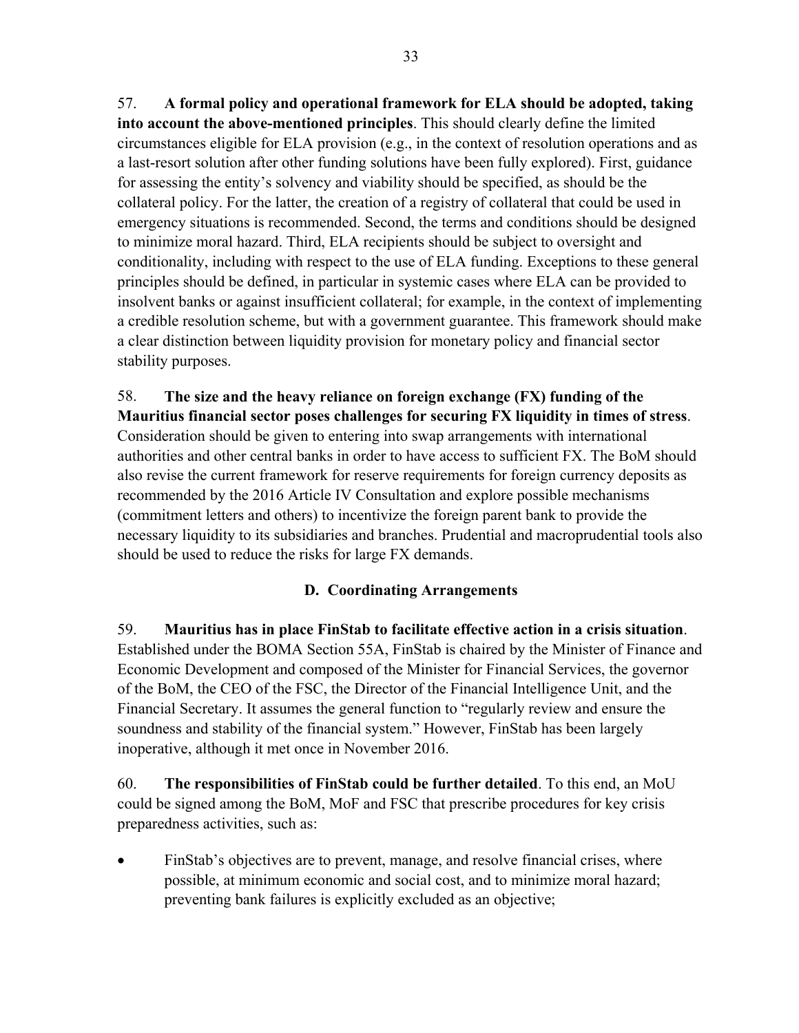57. **A formal policy and operational framework for ELA should be adopted, taking into account the above-mentioned principles**. This should clearly define the limited circumstances eligible for ELA provision (e.g., in the context of resolution operations and as a last-resort solution after other funding solutions have been fully explored). First, guidance for assessing the entity's solvency and viability should be specified, as should be the collateral policy. For the latter, the creation of a registry of collateral that could be used in emergency situations is recommended. Second, the terms and conditions should be designed to minimize moral hazard. Third, ELA recipients should be subject to oversight and conditionality, including with respect to the use of ELA funding. Exceptions to these general principles should be defined, in particular in systemic cases where ELA can be provided to insolvent banks or against insufficient collateral; for example, in the context of implementing a credible resolution scheme, but with a government guarantee. This framework should make a clear distinction between liquidity provision for monetary policy and financial sector stability purposes.

58. **The size and the heavy reliance on foreign exchange (FX) funding of the Mauritius financial sector poses challenges for securing FX liquidity in times of stress**. Consideration should be given to entering into swap arrangements with international authorities and other central banks in order to have access to sufficient FX. The BoM should also revise the current framework for reserve requirements for foreign currency deposits as recommended by the 2016 Article IV Consultation and explore possible mechanisms (commitment letters and others) to incentivize the foreign parent bank to provide the necessary liquidity to its subsidiaries and branches. Prudential and macroprudential tools also should be used to reduce the risks for large FX demands.

### D. Coordinating Arrangements

59. **Mauritius has in place FinStab to facilitate effective action in a crisis situation**. Established under the BOMA Section 55A, FinStab is chaired by the Minister of Finance and Economic Development and composed of the Minister for Financial Services, the governor of the BoM, the CEO of the FSC, the Director of the Financial Intelligence Unit, and the Financial Secretary. It assumes the general function to "regularly review and ensure the soundness and stability of the financial system." However, FinStab has been largely inoperative, although it met once in November 2016.

60. **The responsibilities of FinStab could be further detailed**. To this end, an MoU could be signed among the BoM, MoF and FSC that prescribe procedures for key crisis preparedness activities, such as:

- FinStab's objectives are to prevent, manage, and resolve financial crises, where possible, at minimum economic and social cost, and to minimize moral hazard; preventing bank failures is explicitly excluded as an objective;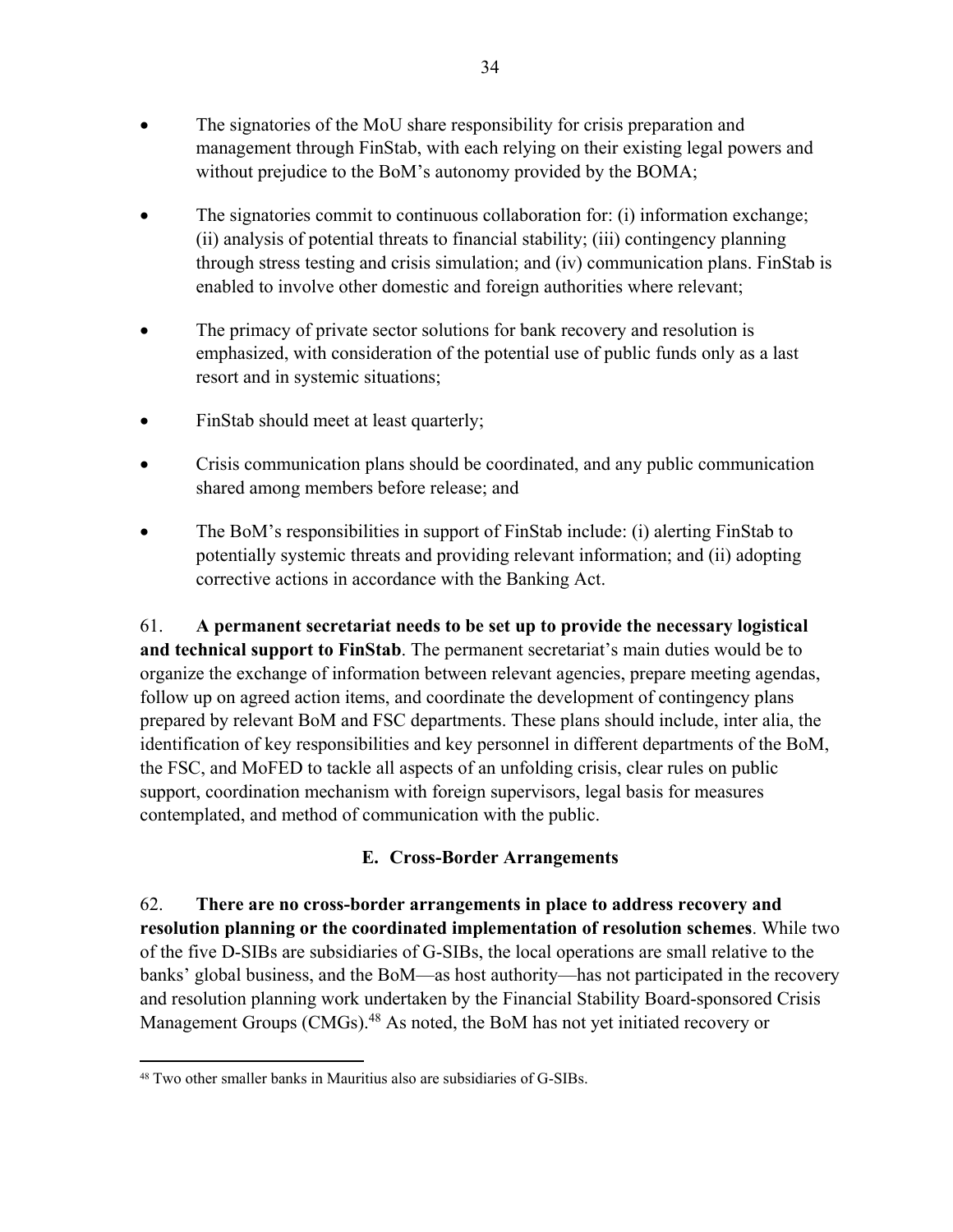- The signatories of the MoU share responsibility for crisis preparation and management through FinStab, with each relying on their existing legal powers and without prejudice to the BoM's autonomy provided by the BOMA;

- The signatories commit to continuous collaboration for: (i) information exchange; (ii) analysis of potential threats to financial stability; (iii) contingency planning through stress testing and crisis simulation; and (iv) communication plans. FinStab is enabled to involve other domestic and foreign authorities where relevant;

- The primacy of private sector solutions for bank recovery and resolution is emphasized, with consideration of the potential use of public funds only as a last resort and in systemic situations;

- FinStab should meet at least quarterly;

- Crisis communication plans should be coordinated, and any public communication shared among members before release; and

- The BoM's responsibilities in support of FinStab include: (i) alerting FinStab to potentially systemic threats and providing relevant information; and (ii) adopting corrective actions in accordance with the Banking Act.

61. **A permanent secretariat needs to be set up to provide the necessary logistical and technical support to FinStab**. The permanent secretariat's main duties would be to organize the exchange of information between relevant agencies, prepare meeting agendas, follow up on agreed action items, and coordinate the development of contingency plans prepared by relevant BoM and FSC departments. These plans should include, inter alia, the identification of key responsibilities and key personnel in different departments of the BoM, the FSC, and MoFED to tackle all aspects of an unfolding crisis, clear rules on public support, coordination mechanism with foreign supervisors, legal basis for measures contemplated, and method of communication with the public.

## E. Cross-Border Arrangements

62. **There are no cross-border arrangements in place to address recovery and resolution planning or the coordinated implementation of resolution schemes**. While two of the five D-SIBs are subsidiaries of G-SIBs, the local operations are small relative to the banks' global business, and the BoM—as host authority—has not participated in the recovery and resolution planning work undertaken by the Financial Stability Board-sponsored Crisis Management Groups (CMGs).[48] As noted, the BoM has not yet initiated recovery or

---

[48] Two other smaller banks in Mauritius also are subsidiaries of G-SIBs.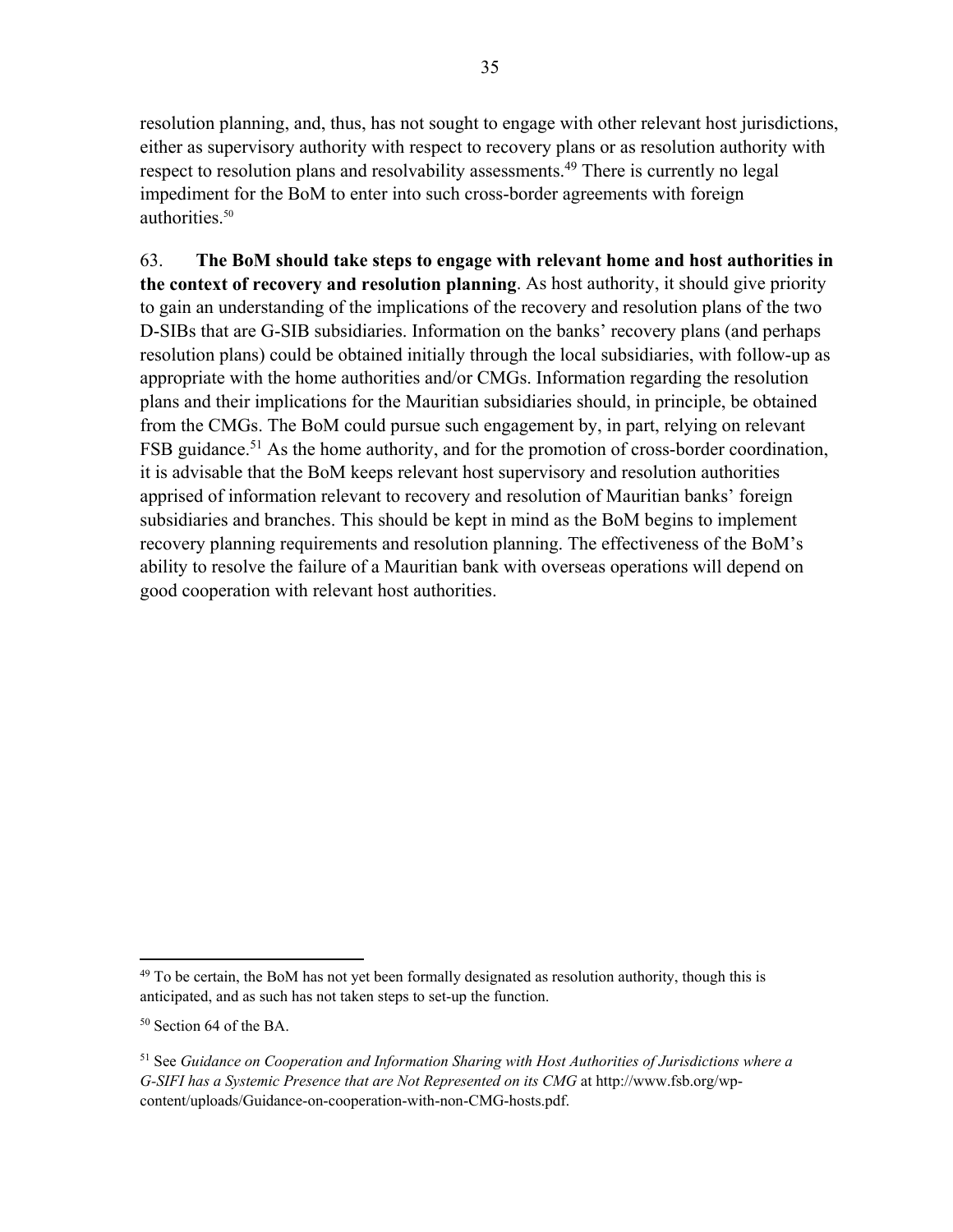resolution planning, and, thus, has not sought to engage with other relevant host jurisdictions, either as supervisory authority with respect to recovery plans or as resolution authority with respect to resolution plans and resolvability assessments.[49] There is currently no legal impediment for the BoM to enter into such cross-border agreements with foreign authorities.[50]

63. **The BoM should take steps to engage with relevant home and host authorities in the context of recovery and resolution planning**. As host authority, it should give priority to gain an understanding of the implications of the recovery and resolution plans of the two D-SIBs that are G-SIB subsidiaries. Information on the banks' recovery plans (and perhaps resolution plans) could be obtained initially through the local subsidiaries, with follow-up as appropriate with the home authorities and/or CMGs. Information regarding the resolution plans and their implications for the Mauritian subsidiaries should, in principle, be obtained from the CMGs. The BoM could pursue such engagement by, in part, relying on relevant FSB guidance.[51] As the home authority, and for the promotion of cross-border coordination, it is advisable that the BoM keeps relevant host supervisory and resolution authorities apprised of information relevant to recovery and resolution of Mauritian banks' foreign subsidiaries and branches. This should be kept in mind as the BoM begins to implement recovery planning requirements and resolution planning. The effectiveness of the BoM's ability to resolve the failure of a Mauritian bank with overseas operations will depend on good cooperation with relevant host authorities.

---

[49] To be certain, the BoM has not yet been formally designated as resolution authority, though this is anticipated, and as such has not taken steps to set-up the function.

[50] Section 64 of the BA.

[51] See *Guidance on Cooperation and Information Sharing with Host Authorities of Jurisdictions where a G-SIFI has a Systemic Presence that are Not Represented on its CMG* at http://www.fsb.org/wp-content/uploads/Guidance-on-cooperation-with-non-CMG-hosts.pdf.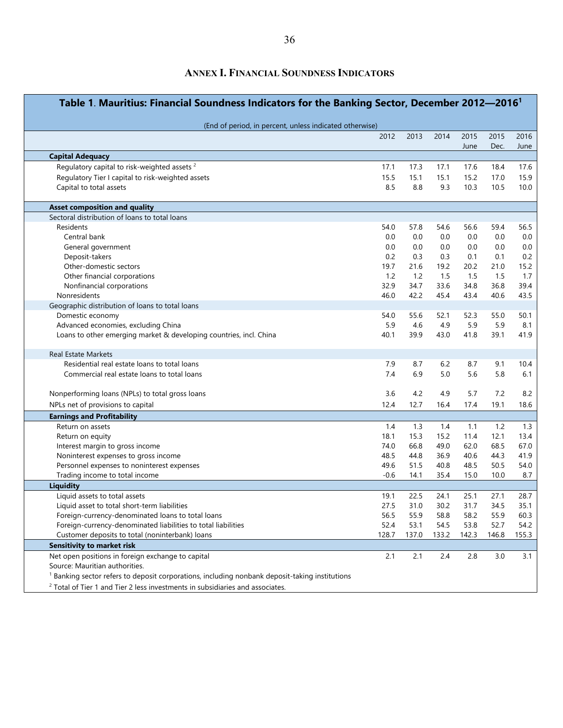## ANNEX I. FINANCIAL SOUNDNESS INDICATORS

**Table 1. Mauritius: Financial Soundness Indicators for the Banking Sector, December 2012—2016[1]**

(End of period, in percent, unless indicated otherwise)

| | 2012 | 2013 | 2014 | 2015 June | 2015 Dec. | 2016 June |
|---|---|---|---|---|---|---|
| **Capital Adequacy** | | | | | | |
| Regulatory capital to risk-weighted assets [2] | 17.1 | 17.3 | 17.1 | 17.6 | 18.4 | 17.6 |
| Regulatory Tier I capital to risk-weighted assets | 15.5 | 15.1 | 15.1 | 15.2 | 17.0 | 15.9 |
| Capital to total assets | 8.5 | 8.8 | 9.3 | 10.3 | 10.5 | 10.0 |
| **Asset composition and quality** | | | | | | |
| Sectoral distribution of loans to total loans | | | | | | |
| Residents | 54.0 | 57.8 | 54.6 | 56.6 | 59.4 | 56.5 |
| Central bank | 0.0 | 0.0 | 0.0 | 0.0 | 0.0 | 0.0 |
| General government | 0.0 | 0.0 | 0.0 | 0.0 | 0.0 | 0.0 |
| Deposit-takers | 0.2 | 0.3 | 0.3 | 0.1 | 0.1 | 0.2 |
| Other-domestic sectors | 19.7 | 21.6 | 19.2 | 20.2 | 21.0 | 15.2 |
| Other financial corporations | 1.2 | 1.2 | 1.5 | 1.5 | 1.5 | 1.7 |
| Nonfinancial corporations | 32.9 | 34.7 | 33.6 | 34.8 | 36.8 | 39.4 |
| Nonresidents | 46.0 | 42.2 | 45.4 | 43.4 | 40.6 | 43.5 |
| Geographic distribution of loans to total loans | | | | | | |
| Domestic economy | 54.0 | 55.6 | 52.1 | 52.3 | 55.0 | 50.1 |
| Advanced economies, excluding China | 5.9 | 4.6 | 4.9 | 5.9 | 5.9 | 8.1 |
| Loans to other emerging market & developing countries, incl. China | 40.1 | 39.9 | 43.0 | 41.8 | 39.1 | 41.9 |
| Real Estate Markets | | | | | | |
| Residential real estate loans to total loans | 7.9 | 8.7 | 6.2 | 8.7 | 9.1 | 10.4 |
| Commercial real estate loans to total loans | 7.4 | 6.9 | 5.0 | 5.6 | 5.8 | 6.1 |
| Nonperforming loans (NPLs) to total gross loans | 3.6 | 4.2 | 4.9 | 5.7 | 7.2 | 8.2 |
| NPLs net of provisions to capital | 12.4 | 12.7 | 16.4 | 17.4 | 19.1 | 18.6 |
| **Earnings and Profitability** | | | | | | |
| Return on assets | 1.4 | 1.3 | 1.4 | 1.1 | 1.2 | 1.3 |
| Return on equity | 18.1 | 15.3 | 15.2 | 11.4 | 12.1 | 13.4 |
| Interest margin to gross income | 74.0 | 66.8 | 49.0 | 62.0 | 68.5 | 67.0 |
| Noninterest expenses to gross income | 48.5 | 44.8 | 36.9 | 40.6 | 44.3 | 41.9 |
| Personnel expenses to noninterest expenses | 49.6 | 51.5 | 40.8 | 48.5 | 50.5 | 54.0 |
| Trading income to total income | -0.6 | 14.1 | 35.4 | 15.0 | 10.0 | 8.7 |
| **Liquidity** | | | | | | |
| Liquid assets to total assets | 19.1 | 22.5 | 24.1 | 25.1 | 27.1 | 28.7 |
| Liquid asset to total short-term liabilities | 27.5 | 31.0 | 30.2 | 31.7 | 34.5 | 35.1 |
| Foreign-currency-denominated loans to total loans | 56.5 | 55.9 | 58.8 | 58.2 | 55.9 | 60.3 |
| Foreign-currency-denominated liabilities to total liabilities | 52.4 | 53.1 | 54.5 | 53.8 | 52.7 | 54.2 |
| Customer deposits to total (noninterbank) loans | 128.7 | 137.0 | 133.2 | 142.3 | 146.8 | 155.3 |
| **Sensitivity to market risk** | | | | | | |
| Net open positions in foreign exchange to capital | 2.1 | 2.1 | 2.4 | 2.8 | 3.0 | 3.1 |

Source: Mauritian authorities.

[1] Banking sector refers to deposit corporations, including nonbank deposit-taking institutions

[2] Total of Tier 1 and Tier 2 less investments in subsidiaries and associates.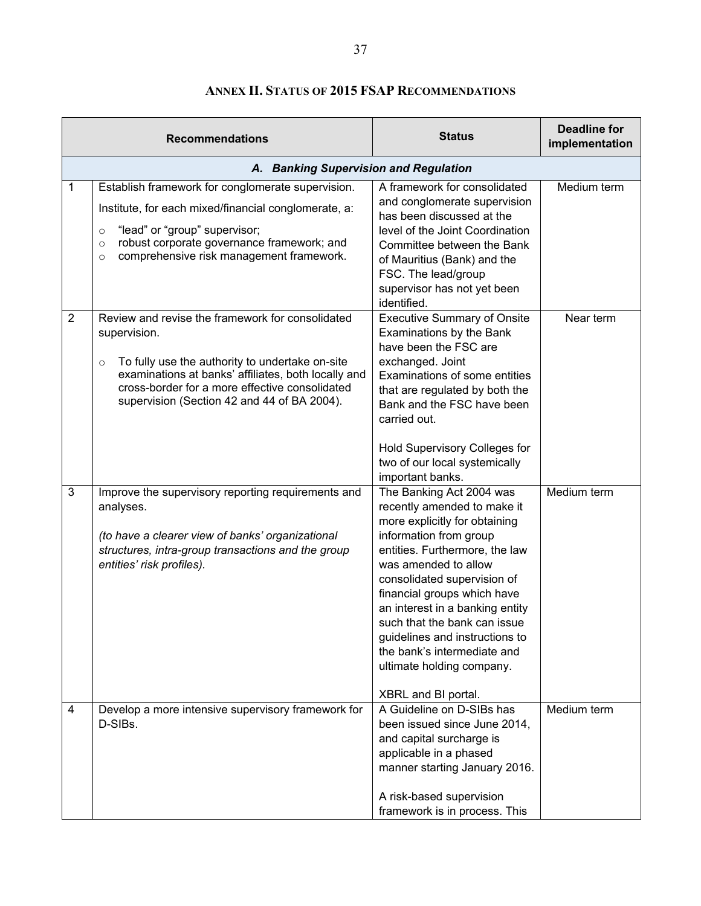## Annex II. Status of 2015 FSAP Recommendations

| | Recommendations | Status | Deadline for implementation |
|---|---|---|---|
| | ***A. Banking Supervision and Regulation*** | | |
| 1 | Establish framework for conglomerate supervision.<br><br>Institute, for each mixed/financial conglomerate, a:<br>○ "lead" or "group" supervisor;<br>○ robust corporate governance framework; and<br>○ comprehensive risk management framework. | A framework for consolidated and conglomerate supervision has been discussed at the level of the Joint Coordination Committee between the Bank of Mauritius (Bank) and the FSC. The lead/group supervisor has not yet been identified. | Medium term |
| 2 | Review and revise the framework for consolidated supervision.<br><br>○ To fully use the authority to undertake on-site examinations at banks' affiliates, both locally and cross-border for a more effective consolidated supervision (Section 42 and 44 of BA 2004). | Executive Summary of Onsite Examinations by the Bank have been the FSC are exchanged. Joint Examinations of some entities that are regulated by both the Bank and the FSC have been carried out.<br><br>Hold Supervisory Colleges for two of our local systemically important banks. | Near term |
| 3 | Improve the supervisory reporting requirements and analyses.<br><br>*(to have a clearer view of banks' organizational structures, intra-group transactions and the group entities' risk profiles).* | The Banking Act 2004 was recently amended to make it more explicitly for obtaining information from group entities. Furthermore, the law was amended to allow consolidated supervision of financial groups which have an interest in a banking entity such that the bank can issue guidelines and instructions to the bank's intermediate and ultimate holding company.<br><br>XBRL and BI portal. | Medium term |
| 4 | Develop a more intensive supervisory framework for D-SIBs. | A Guideline on D-SIBs has been issued since June 2014, and capital surcharge is applicable in a phased manner starting January 2016.<br><br>A risk-based supervision framework is in process. This | Medium term |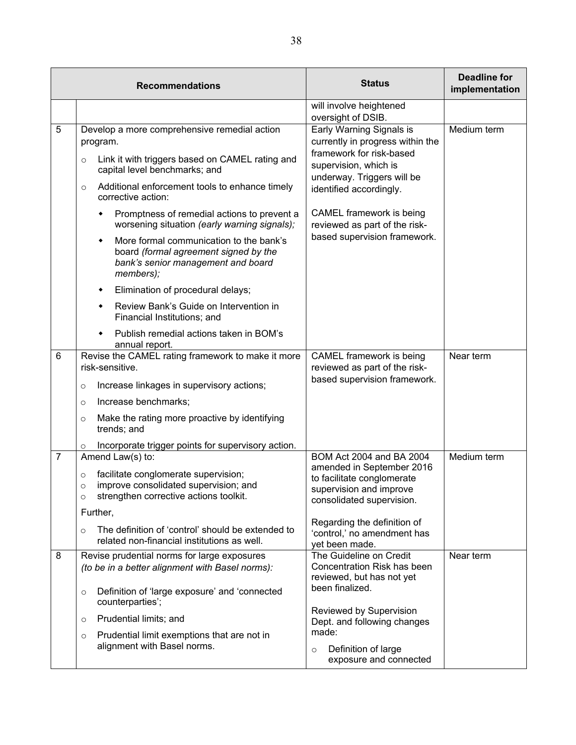| | Recommendations | Status | Deadline for implementation |
|---|---|---|---|
| | | will involve heightened oversight of DSIB. | |
| 5 | Develop a more comprehensive remedial action program.<br>○ Link it with triggers based on CAMEL rating and capital level benchmarks; and<br>○ Additional enforcement tools to enhance timely corrective action:<br>◆ Promptness of remedial actions to prevent a worsening situation *(early warning signals);*<br>◆ More formal communication to the bank's board *(formal agreement signed by the bank's senior management and board members);*<br>◆ Elimination of procedural delays;<br>◆ Review Bank's Guide on Intervention in Financial Institutions; and<br>◆ Publish remedial actions taken in BOM's annual report. | Early Warning Signals is currently in progress within the framework for risk-based supervision, which is underway. Triggers will be identified accordingly.<br><br>CAMEL framework is being reviewed as part of the risk-based supervision framework. | Medium term |
| 6 | Revise the CAMEL rating framework to make it more risk-sensitive.<br>○ Increase linkages in supervisory actions;<br>○ Increase benchmarks;<br>○ Make the rating more proactive by identifying trends; and<br>○ Incorporate trigger points for supervisory action. | CAMEL framework is being reviewed as part of the risk-based supervision framework. | Near term |
| 7 | Amend Law(s) to:<br>○ facilitate conglomerate supervision;<br>○ improve consolidated supervision; and<br>○ strengthen corrective actions toolkit.<br>Further,<br>○ The definition of 'control' should be extended to related non-financial institutions as well. | BOM Act 2004 and BA 2004 amended in September 2016 to facilitate conglomerate supervision and improve consolidated supervision.<br><br>Regarding the definition of 'control,' no amendment has yet been made. | Medium term |
| 8 | Revise prudential norms for large exposures *(to be in a better alignment with Basel norms):*<br>○ Definition of 'large exposure' and 'connected counterparties';<br>○ Prudential limits; and<br>○ Prudential limit exemptions that are not in alignment with Basel norms. | The Guideline on Credit Concentration Risk has been reviewed, but has not yet been finalized.<br><br>Reviewed by Supervision Dept. and following changes made:<br>○ Definition of large exposure and connected | Near term |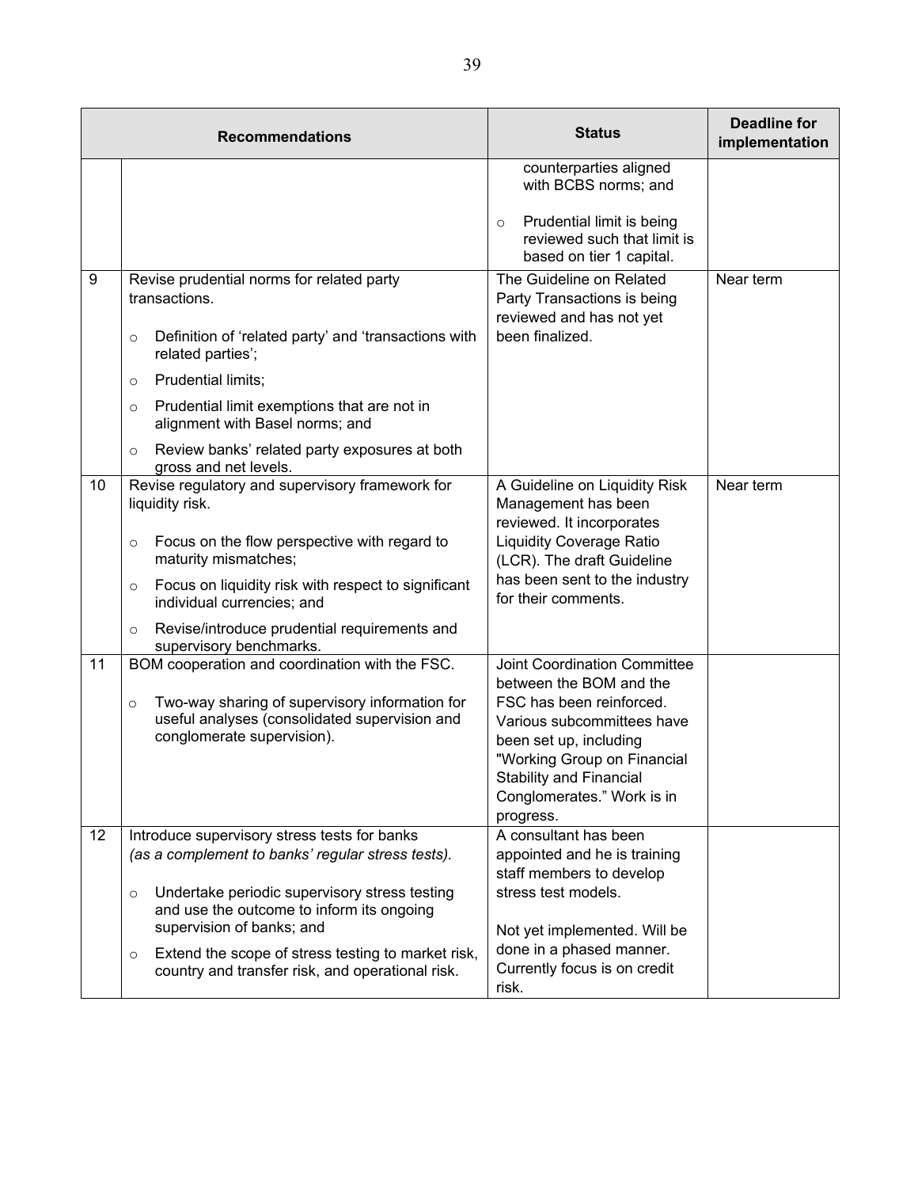| Recommendations | | Status | Deadline for implementation |
|---|---|---|---|
| | | counterparties aligned with BCBS norms; and<br><br>○ Prudential limit is being reviewed such that limit is based on tier 1 capital. | |
| 9 | Revise prudential norms for related party transactions.<br><br>○ Definition of 'related party' and 'transactions with related parties';<br>○ Prudential limits;<br>○ Prudential limit exemptions that are not in alignment with Basel norms; and<br>○ Review banks' related party exposures at both gross and net levels. | The Guideline on Related Party Transactions is being reviewed and has not yet been finalized. | Near term |
| 10 | Revise regulatory and supervisory framework for liquidity risk.<br><br>○ Focus on the flow perspective with regard to maturity mismatches;<br>○ Focus on liquidity risk with respect to significant individual currencies; and<br>○ Revise/introduce prudential requirements and supervisory benchmarks. | A Guideline on Liquidity Risk Management has been reviewed. It incorporates Liquidity Coverage Ratio (LCR). The draft Guideline has been sent to the industry for their comments. | Near term |
| 11 | BOM cooperation and coordination with the FSC.<br><br>○ Two-way sharing of supervisory information for useful analyses (consolidated supervision and conglomerate supervision). | Joint Coordination Committee between the BOM and the FSC has been reinforced. Various subcommittees have been set up, including "Working Group on Financial Stability and Financial Conglomerates." Work is in progress. | |
| 12 | Introduce supervisory stress tests for banks *(as a complement to banks' regular stress tests).*<br><br>○ Undertake periodic supervisory stress testing and use the outcome to inform its ongoing supervision of banks; and<br>○ Extend the scope of stress testing to market risk, country and transfer risk, and operational risk. | A consultant has been appointed and he is training staff members to develop stress test models.<br><br>Not yet implemented. Will be done in a phased manner. Currently focus is on credit risk. | |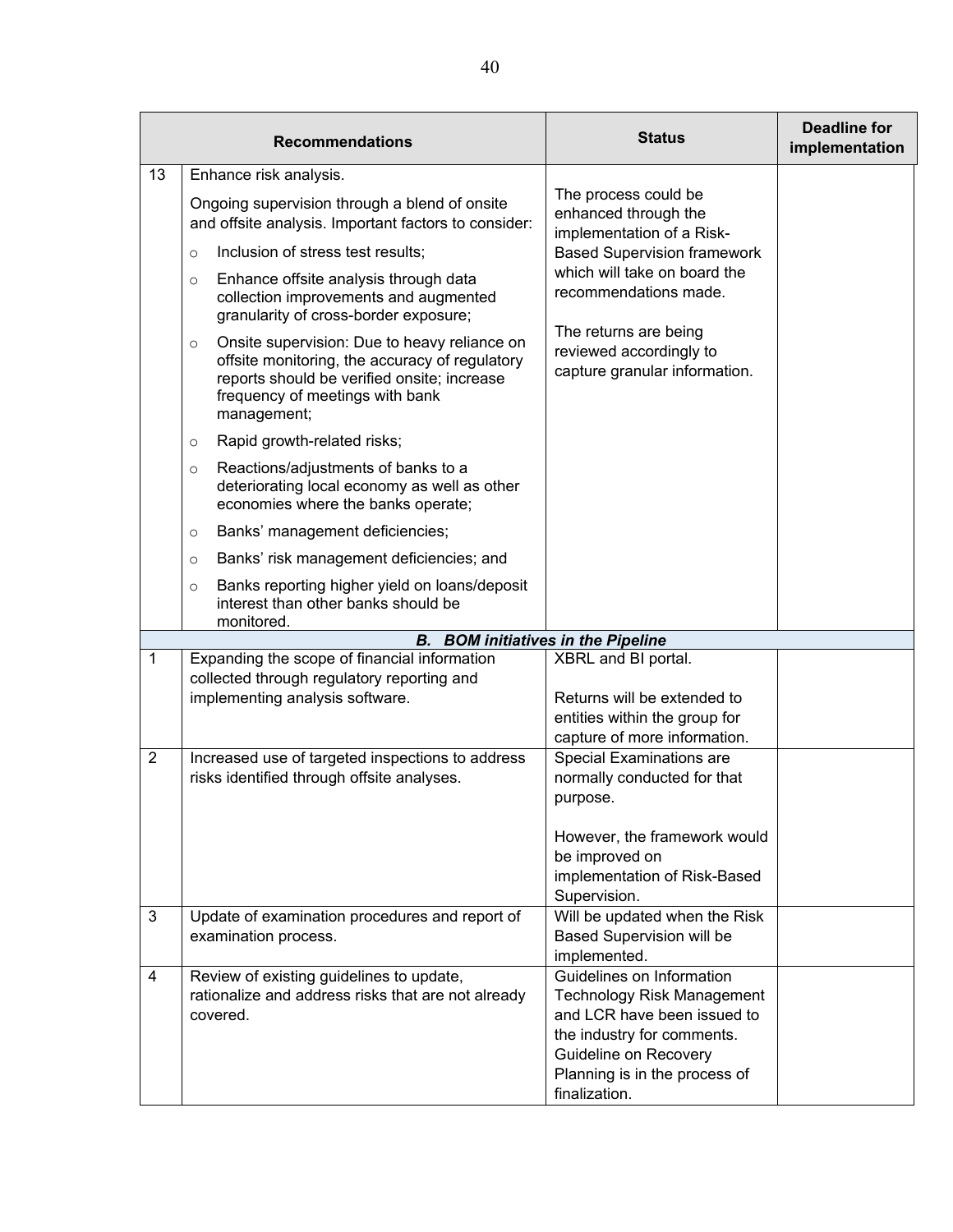| | Recommendations | Status | Deadline for implementation |
|---|---|---|---|
| 13 | Enhance risk analysis.<br><br>Ongoing supervision through a blend of onsite and offsite analysis. Important factors to consider:<br>○ Inclusion of stress test results;<br>○ Enhance offsite analysis through data collection improvements and augmented granularity of cross-border exposure;<br>○ Onsite supervision: Due to heavy reliance on offsite monitoring, the accuracy of regulatory reports should be verified onsite; increase frequency of meetings with bank management;<br>○ Rapid growth-related risks;<br>○ Reactions/adjustments of banks to a deteriorating local economy as well as other economies where the banks operate;<br>○ Banks' management deficiencies;<br>○ Banks' risk management deficiencies; and<br>○ Banks reporting higher yield on loans/deposit interest than other banks should be monitored. | The process could be enhanced through the implementation of a Risk-Based Supervision framework which will take on board the recommendations made.<br><br>The returns are being reviewed accordingly to capture granular information. | |
| | ***B. BOM initiatives in the Pipeline*** | | |
| 1 | Expanding the scope of financial information collected through regulatory reporting and implementing analysis software. | XBRL and BI portal.<br><br>Returns will be extended to entities within the group for capture of more information. | |
| 2 | Increased use of targeted inspections to address risks identified through offsite analyses. | Special Examinations are normally conducted for that purpose.<br><br>However, the framework would be improved on implementation of Risk-Based Supervision. | |
| 3 | Update of examination procedures and report of examination process. | Will be updated when the Risk Based Supervision will be implemented. | |
| 4 | Review of existing guidelines to update, rationalize and address risks that are not already covered. | Guidelines on Information Technology Risk Management and LCR have been issued to the industry for comments. Guideline on Recovery Planning is in the process of finalization. | |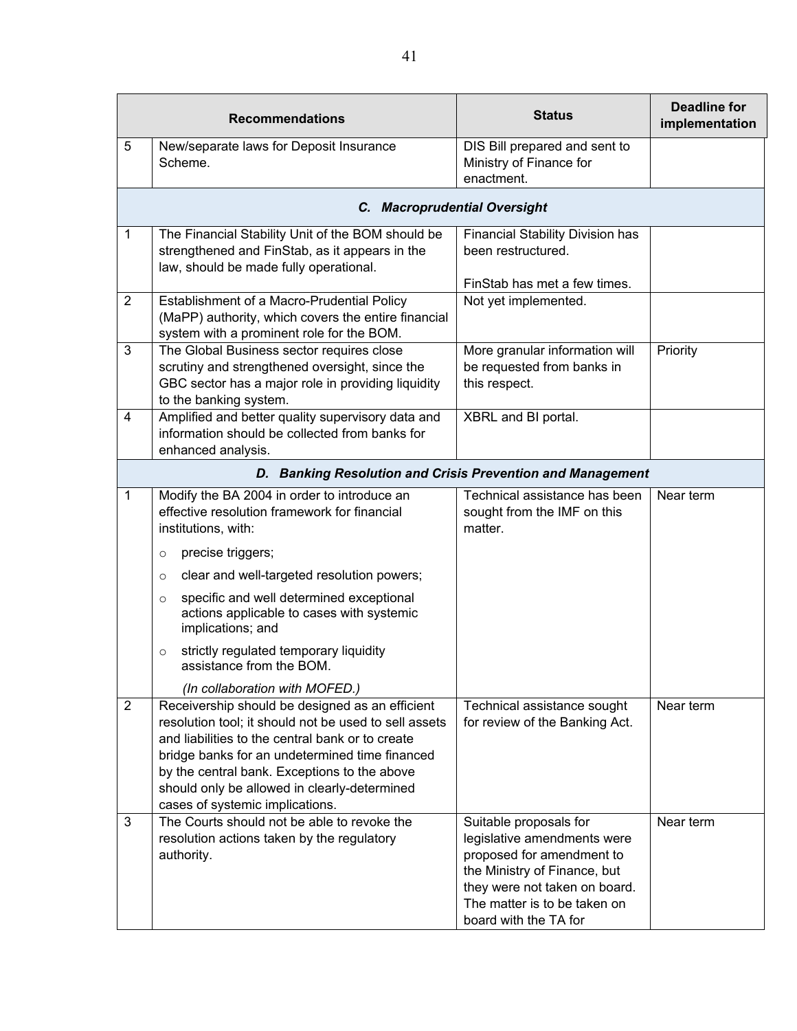| | Recommendations | Status | Deadline for implementation |
|---|---|---|---|
| 5 | New/separate laws for Deposit Insurance Scheme. | DIS Bill prepared and sent to Ministry of Finance for enactment. | |
| | ***C. Macroprudential Oversight*** | | |
| 1 | The Financial Stability Unit of the BOM should be strengthened and FinStab, as it appears in the law, should be made fully operational. | Financial Stability Division has been restructured.<br><br>FinStab has met a few times. | |
| 2 | Establishment of a Macro-Prudential Policy (MaPP) authority, which covers the entire financial system with a prominent role for the BOM. | Not yet implemented. | |
| 3 | The Global Business sector requires close scrutiny and strengthened oversight, since the GBC sector has a major role in providing liquidity to the banking system. | More granular information will be requested from banks in this respect. | Priority |
| 4 | Amplified and better quality supervisory data and information should be collected from banks for enhanced analysis. | XBRL and BI portal. | |
| | ***D. Banking Resolution and Crisis Prevention and Management*** | | |
| 1 | Modify the BA 2004 in order to introduce an effective resolution framework for financial institutions, with:<br>○ precise triggers;<br>○ clear and well-targeted resolution powers;<br>○ specific and well determined exceptional actions applicable to cases with systemic implications; and<br>○ strictly regulated temporary liquidity assistance from the BOM.<br>*(In collaboration with MOFED.)* | Technical assistance has been sought from the IMF on this matter. | Near term |
| 2 | Receivership should be designed as an efficient resolution tool; it should not be used to sell assets and liabilities to the central bank or to create bridge banks for an undetermined time financed by the central bank. Exceptions to the above should only be allowed in clearly-determined cases of systemic implications. | Technical assistance sought for review of the Banking Act. | Near term |
| 3 | The Courts should not be able to revoke the resolution actions taken by the regulatory authority. | Suitable proposals for legislative amendments were proposed for amendment to the Ministry of Finance, but they were not taken on board. The matter is to be taken on board with the TA for | Near term |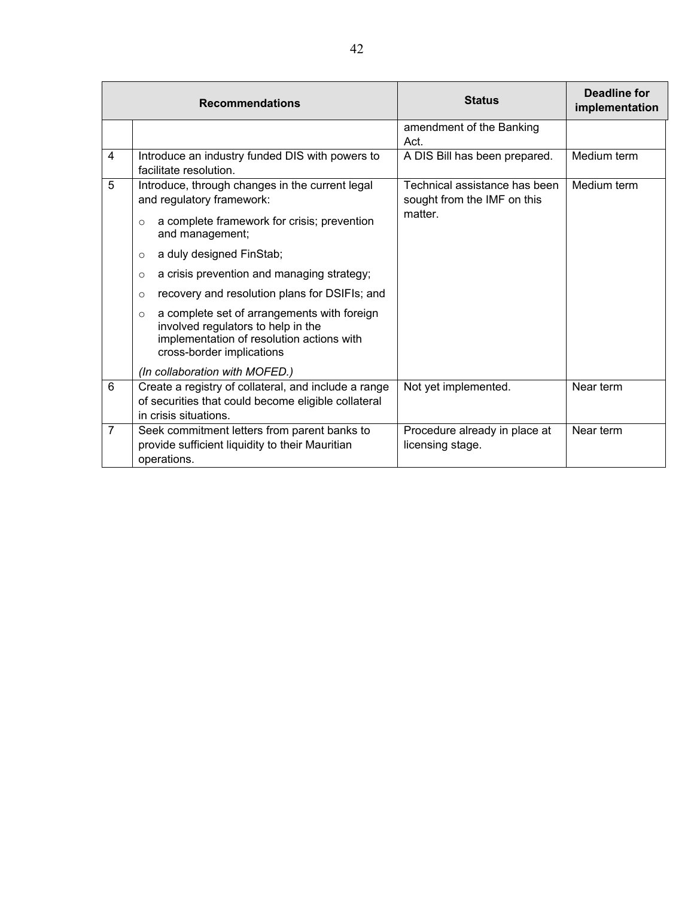| | Recommendations | Status | Deadline for implementation |
|---|---|---|---|
| | | amendment of the Banking Act. | |
| 4 | Introduce an industry funded DIS with powers to facilitate resolution. | A DIS Bill has been prepared. | Medium term |
| 5 | Introduce, through changes in the current legal and regulatory framework:<br>○ a complete framework for crisis; prevention and management;<br>○ a duly designed FinStab;<br>○ a crisis prevention and managing strategy;<br>○ recovery and resolution plans for DSIFIs; and<br>○ a complete set of arrangements with foreign involved regulators to help in the implementation of resolution actions with cross-border implications<br>*(In collaboration with MOFED.)* | Technical assistance has been sought from the IMF on this matter. | Medium term |
| 6 | Create a registry of collateral, and include a range of securities that could become eligible collateral in crisis situations. | Not yet implemented. | Near term |
| 7 | Seek commitment letters from parent banks to provide sufficient liquidity to their Mauritian operations. | Procedure already in place at licensing stage. | Near term |